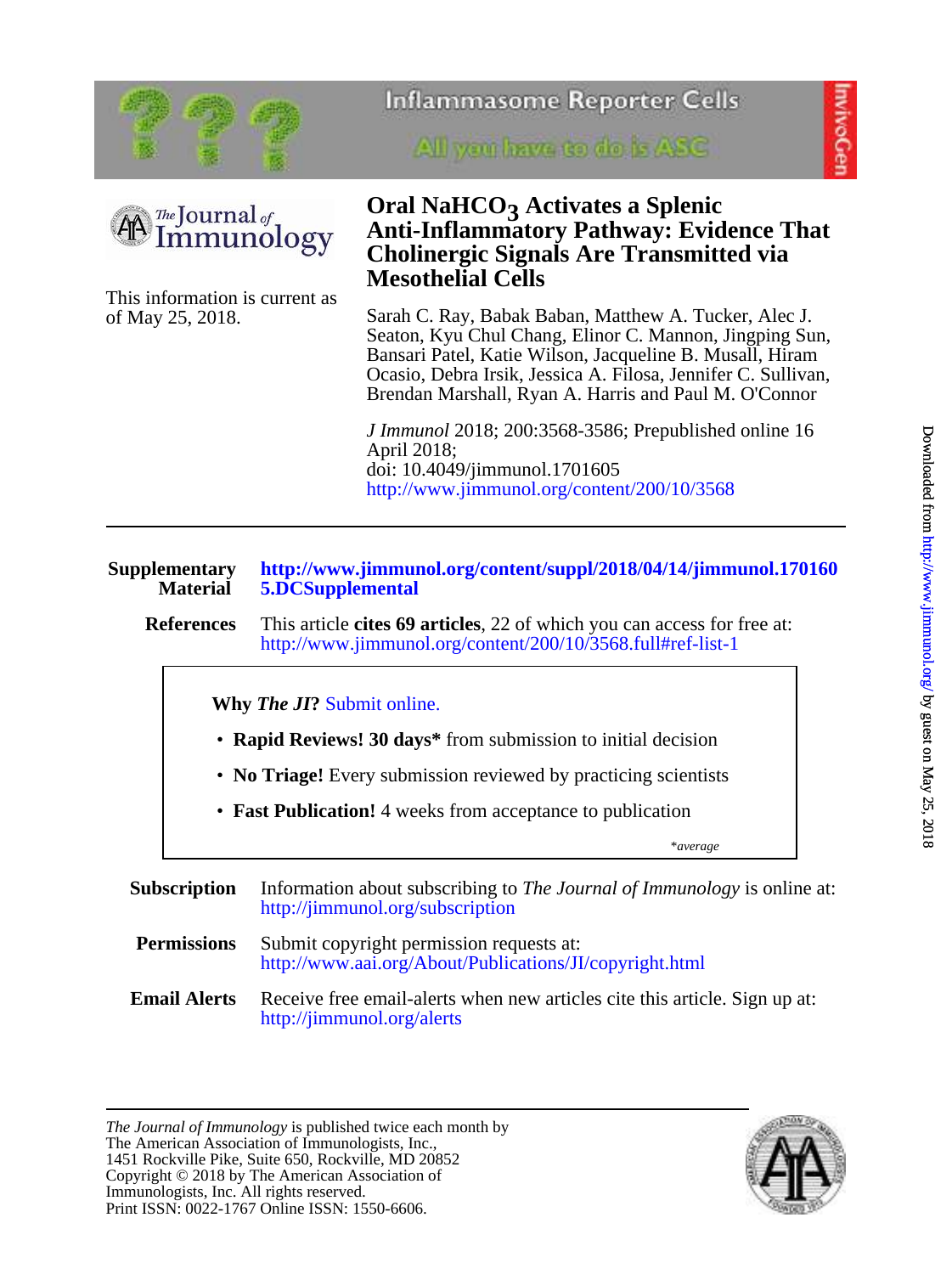# Oral $NaHCO_3$ Activates a Splenic Anti-Inflammatory Pathway: Evidence That Cholinergic Signals Are Transmitted via Mesothelial Cells

This information is current as of May 25, 2018.

Sarah C. Ray, Babak Baban, Matthew A. Tucker, Alec J. Seaton, Kyu Chul Chang, Elinor C. Mannon, Jingping Sun, Bansari Patel, Katie Wilson, Jacqueline B. Musall, Hiram Ocasio, Debra Irsik, Jessica A. Filosa, Jennifer C. Sullivan, Brendan Marshall, Ryan A. Harris and Paul M. O'Connor

*J Immunol* 2018; 200:3568-3586; Prepublished online 16 April 2018;
doi: 10.4049/jimmunol.1701605
http://www.jimmunol.org/content/200/10/3568

---

**Supplementary Material** http://www.jimmunol.org/content/suppl/2018/04/14/jimmunol.1701605.DCSupplemental

**References** This article **cites 69 articles**, 22 of which you can access for free at: http://www.jimmunol.org/content/200/10/3568.full#ref-list-1

**Why *The JI*?** Submit online.

- **Rapid Reviews! 30 days*** from submission to initial decision
- **No Triage!** Every submission reviewed by practicing scientists
- **Fast Publication!** 4 weeks from acceptance to publication

*\*average*

**Subscription** Information about subscribing to *The Journal of Immunology* is online at: http://jimmunol.org/subscription

**Permissions** Submit copyright permission requests at: http://www.aai.org/About/Publications/JI/copyright.html

**Email Alerts** Receive free email-alerts when new articles cite this article. Sign up at: http://jimmunol.org/alerts

---

*The Journal of Immunology* is published twice each month by The American Association of Immunologists, Inc., 1451 Rockville Pike, Suite 650, Rockville, MD 20852
Copyright © 2018 by The American Association of Immunologists, Inc. All rights reserved.
Print ISSN: 0022-1767 Online ISSN: 1550-6606.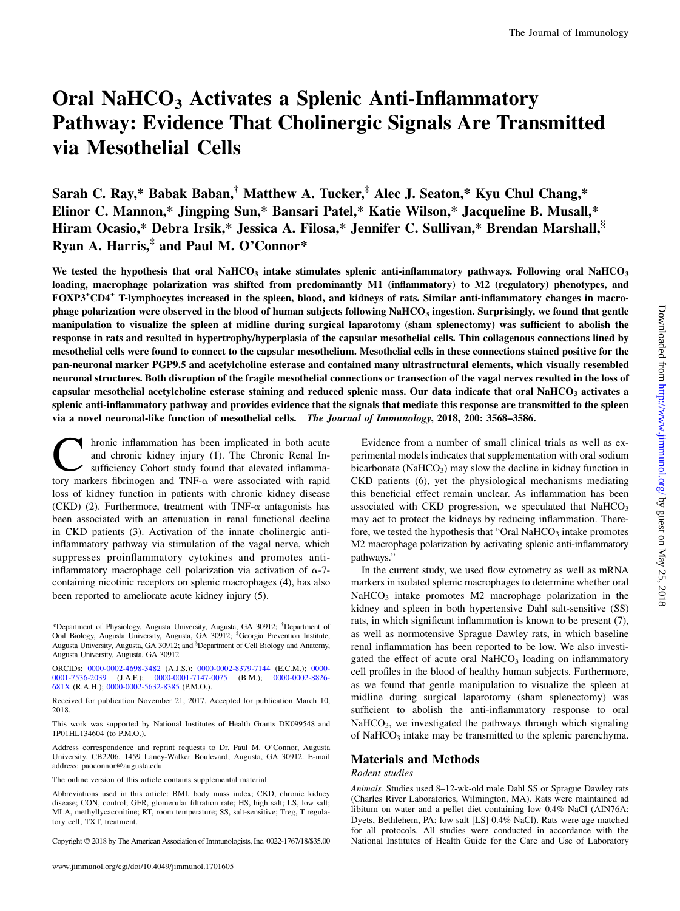# Oral $NaHCO_3$ Activates a Splenic Anti-Inflammatory Pathway: Evidence That Cholinergic Signals Are Transmitted via Mesothelial Cells

**Sarah C. Ray,\* Babak Baban,† Matthew A. Tucker,‡ Alec J. Seaton,\* Kyu Chul Chang,\* Elinor C. Mannon,\* Jingping Sun,\* Bansari Patel,\* Katie Wilson,\* Jacqueline B. Musall,\* Hiram Ocasio,\* Debra Irsik,\* Jessica A. Filosa,\* Jennifer C. Sullivan,\* Brendan Marshall,§ Ryan A. Harris,‡ and Paul M. O'Connor\***

**We tested the hypothesis that oral $NaHCO_3$ intake stimulates splenic anti-inflammatory pathways. Following oral $NaHCO_3$ loading, macrophage polarization was shifted from predominantly M1 (inflammatory) to M2 (regulatory) phenotypes, and $FOXP3^+CD4^+$ T-lymphocytes increased in the spleen, blood, and kidneys of rats. Similar anti-inflammatory changes in macrophage polarization were observed in the blood of human subjects following $NaHCO_3$ ingestion. Surprisingly, we found that gentle manipulation to visualize the spleen at midline during surgical laparotomy (sham splenectomy) was sufficient to abolish the response in rats and resulted in hypertrophy/hyperplasia of the capsular mesothelial cells. Thin collagenous connections lined by mesothelial cells were found to connect to the capsular mesothelium. Mesothelial cells in these connections stained positive for the pan-neuronal marker PGP9.5 and acetylcholine esterase and contained many ultrastructural elements, which visually resembled neuronal structures. Both disruption of the fragile mesothelial connections or transection of the vagal nerves resulted in the loss of capsular mesothelial acetylcholine esterase staining and reduced splenic mass. Our data indicate that oral $NaHCO_3$ activates a splenic anti-inflammatory pathway and provides evidence that the signals that mediate this response are transmitted to the spleen via a novel neuronal-like function of mesothelial cells.** *The Journal of Immunology*, 2018, 200: 3568–3586.

Chronic inflammation has been implicated in both acute and chronic kidney injury (1). The Chronic Renal Insufficiency Cohort study found that elevated inflammatory markers fibrinogen and TNF-α were associated with rapid loss of kidney function in patients with chronic kidney disease (CKD) (2). Furthermore, treatment with TNF-α antagonists has been associated with an attenuation in renal functional decline in CKD patients (3). Activation of the innate cholinergic anti-inflammatory pathway via stimulation of the vagal nerve, which suppresses proinflammatory cytokines and promotes anti-inflammatory macrophage cell polarization via activation of α-7-containing nicotinic receptors on splenic macrophages (4), has also been reported to ameliorate acute kidney injury (5).

Evidence from a number of small clinical trials as well as experimental models indicates that supplementation with oral sodium bicarbonate ($NaHCO_3$) may slow the decline in kidney function in CKD patients (6), yet the physiological mechanisms mediating this beneficial effect remain unclear. As inflammation has been associated with CKD progression, we speculated that $NaHCO_3$ may act to protect the kidneys by reducing inflammation. Therefore, we tested the hypothesis that "Oral $NaHCO_3$ intake promotes M2 macrophage polarization by activating splenic anti-inflammatory pathways."

In the current study, we used flow cytometry as well as mRNA markers in isolated splenic macrophages to determine whether oral $NaHCO_3$ intake promotes M2 macrophage polarization in the kidney and spleen in both hypertensive Dahl salt-sensitive (SS) rats, in which significant inflammation is known to be present (7), as well as normotensive Sprague Dawley rats, in which baseline renal inflammation has been reported to be low. We also investigated the effect of acute oral $NaHCO_3$ loading on inflammatory cell profiles in the blood of healthy human subjects. Furthermore, as we found that gentle manipulation to visualize the spleen at midline during surgical laparotomy (sham splenectomy) was sufficient to abolish the anti-inflammatory response to oral $NaHCO_3$, we investigated the pathways through which signaling of $NaHCO_3$ intake may be transmitted to the splenic parenchyma.

## Materials and Methods

### *Rodent studies*

*Animals.* Studies used 8–12-wk-old male Dahl SS or Sprague Dawley rats (Charles River Laboratories, Wilmington, MA). Rats were maintained ad libitum on water and a pellet diet containing low 0.4% NaCl (AIN76A; Dyets, Bethlehem, PA; low salt [LS] 0.4% NaCl). Rats were age matched for all protocols. All studies were conducted in accordance with the National Institutes of Health Guide for the Care and Use of Laboratory

---

\*Department of Physiology, Augusta University, Augusta, GA 30912; †Department of Oral Biology, Augusta University, Augusta, GA 30912; ‡Georgia Prevention Institute, Augusta University, Augusta, GA 30912; and §Department of Cell Biology and Anatomy, Augusta University, Augusta, GA 30912

ORCIDs: 0000-0002-4698-3482 (A.J.S.); 0000-0002-8379-7144 (E.C.M.); 0000-0001-7536-2039 (J.A.F.); 0000-0001-7147-0075 (B.M.); 0000-0002-8826-681X (R.A.H.); 0000-0002-5632-8385 (P.M.O.).

Received for publication November 21, 2017. Accepted for publication March 10, 2018.

This work was supported by National Institutes of Health Grants DK099548 and 1P01HL134604 (to P.M.O.).

Address correspondence and reprint requests to Dr. Paul M. O'Connor, Augusta University, CB2206, 1459 Laney-Walker Boulevard, Augusta, GA 30912. E-mail address: paoconnor@augusta.edu

The online version of this article contains supplemental material.

Abbreviations used in this article: BMI, body mass index; CKD, chronic kidney disease; CON, control; GFR, glomerular filtration rate; HS, high salt; LS, low salt; MLA, methyllycaconitine; RT, room temperature; SS, salt-sensitive; Treg, T regulatory cell; TXT, treatment.

Copyright © 2018 by The American Association of Immunologists, Inc. 0022-1767/18/$35.00

www.jimmunol.org/cgi/doi/10.4049/jimmunol.1701605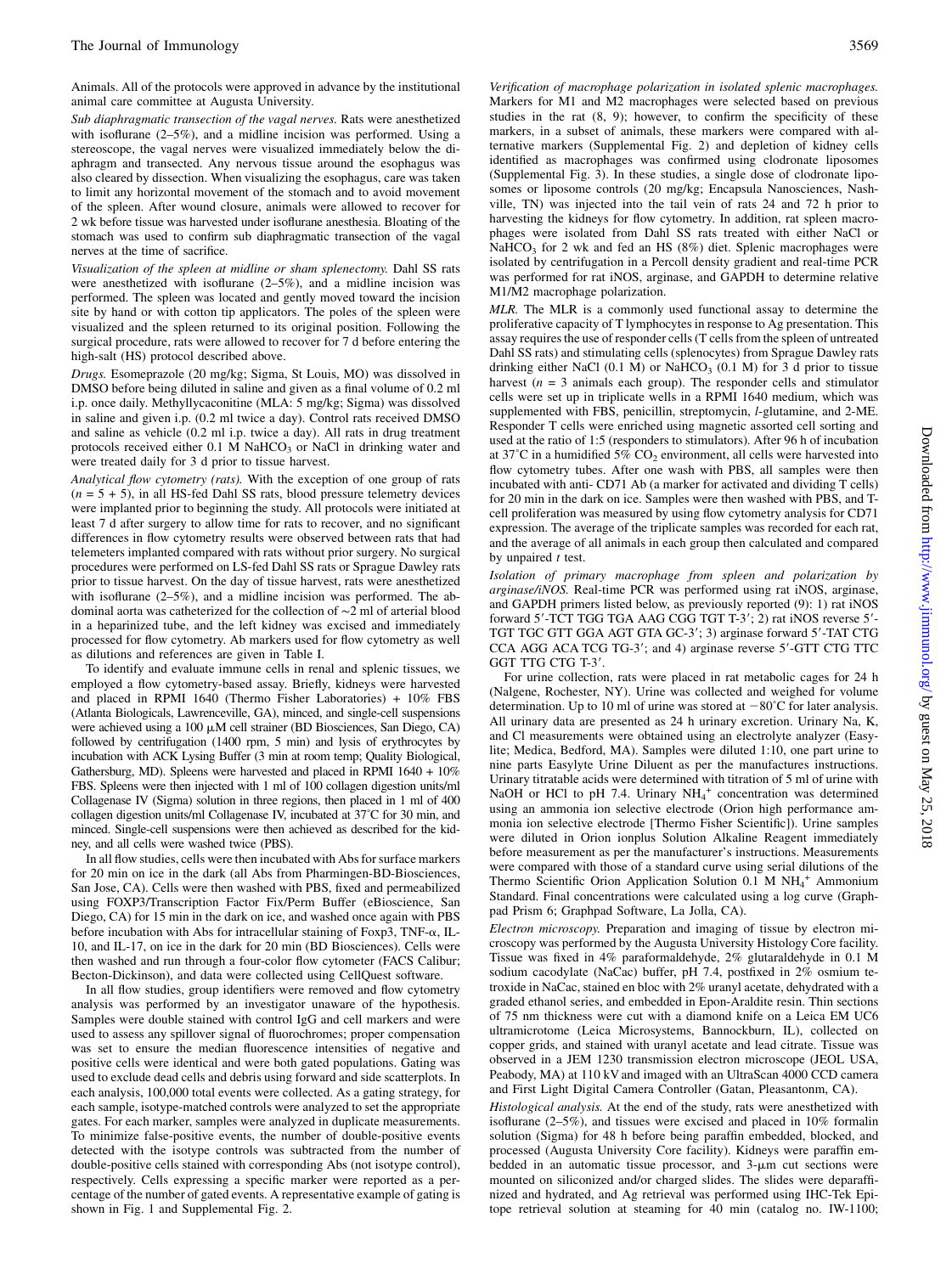Animals. All of the protocols were approved in advance by the institutional animal care committee at Augusta University.

*Sub diaphragmatic transection of the vagal nerves.* Rats were anesthetized with isoflurane (2–5%), and a midline incision was performed. Using a stereoscope, the vagal nerves were visualized immediately below the diaphragm and transected. Any nervous tissue around the esophagus was also cleared by dissection. When visualizing the esophagus, care was taken to limit any horizontal movement of the stomach and to avoid movement of the spleen. After wound closure, animals were allowed to recover for 2 wk before tissue was harvested under isoflurane anesthesia. Bloating of the stomach was used to confirm sub diaphragmatic transection of the vagal nerves at the time of sacrifice.

*Visualization of the spleen at midline or sham splenectomy.* Dahl SS rats were anesthetized with isoflurane (2–5%), and a midline incision was performed. The spleen was located and gently moved toward the incision site by hand or with cotton tip applicators. The poles of the spleen were visualized and the spleen returned to its original position. Following the surgical procedure, rats were allowed to recover for 7 d before entering the high-salt (HS) protocol described above.

*Drugs.* Esomeprazole (20 mg/kg; Sigma, St Louis, MO) was dissolved in DMSO before being diluted in saline and given as a final volume of 0.2 ml i.p. once daily. Methyllycaconitine (MLA: 5 mg/kg; Sigma) was dissolved in saline and given i.p. (0.2 ml twice a day). Control rats received DMSO and saline as vehicle (0.2 ml i.p. twice a day). All rats in drug treatment protocols received either 0.1 M $NaHCO_3$ or NaCl in drinking water and were treated daily for 3 d prior to tissue harvest.

*Analytical flow cytometry (rats).* With the exception of one group of rats ($n = 5 + 5$), in all HS-fed Dahl SS rats, blood pressure telemetry devices were implanted prior to beginning the study. All protocols were initiated at least 7 d after surgery to allow time for rats to recover, and no significant differences in flow cytometry results were observed between rats that had telemeters implanted compared with rats without prior surgery. No surgical procedures were performed on LS-fed Dahl SS rats or Sprague Dawley rats prior to tissue harvest. On the day of tissue harvest, rats were anesthetized with isoflurane (2–5%), and a midline incision was performed. The abdominal aorta was catheterized for the collection of ~2 ml of arterial blood in a heparinized tube, and the left kidney was excised and immediately processed for flow cytometry. Ab markers used for flow cytometry as well as dilutions and references are given in Table I.

To identify and evaluate immune cells in renal and splenic tissues, we employed a flow cytometry-based assay. Briefly, kidneys were harvested and placed in RPMI 1640 (Thermo Fisher Laboratories) + 10% FBS (Atlanta Biologicals, Lawrenceville, GA), minced, and single-cell suspensions were achieved using a 100 μM cell strainer (BD Biosciences, San Diego, CA) followed by centrifugation (1400 rpm, 5 min) and lysis of erythrocytes by incubation with ACK Lysing Buffer (3 min at room temp; Quality Biological, Gathersburg, MD). Spleens were harvested and placed in RPMI 1640 + 10% FBS. Spleens were then injected with 1 ml of 100 collagen digestion units/ml Collagenase IV (Sigma) solution in three regions, then placed in 1 ml of 400 collagen digestion units/ml Collagenase IV, incubated at 37˚C for 30 min, and minced. Single-cell suspensions were then achieved as described for the kidney, and all cells were washed twice (PBS).

In all flow studies, cells were then incubated with Abs for surface markers for 20 min on ice in the dark (all Abs from Pharmingen-BD-Biosciences, San Jose, CA). Cells were then washed with PBS, fixed and permeabilized using FOXP3/Transcription Factor Fix/Perm Buffer (eBioscience, San Diego, CA) for 15 min in the dark on ice, and washed once again with PBS before incubation with Abs for intracellular staining of Foxp3, TNF-α, IL-10, and IL-17, on ice in the dark for 20 min (BD Biosciences). Cells were then washed and run through a four-color flow cytometer (FACS Calibur; Becton-Dickinson), and data were collected using CellQuest software.

In all flow studies, group identifiers were removed and flow cytometry analysis was performed by an investigator unaware of the hypothesis. Samples were double stained with control IgG and cell markers and were used to assess any spillover signal of fluorochromes; proper compensation was set to ensure the median fluorescence intensities of negative and positive cells were identical and were both gated populations. Gating was used to exclude dead cells and debris using forward and side scatterplots. In each analysis, 100,000 total events were collected. As a gating strategy, for each sample, isotype-matched controls were analyzed to set the appropriate gates. For each marker, samples were analyzed in duplicate measurements. To minimize false-positive events, the number of double-positive events detected with the isotype controls was subtracted from the number of double-positive cells stained with corresponding Abs (not isotype control), respectively. Cells expressing a specific marker were reported as a percentage of the number of gated events. A representative example of gating is shown in Fig. 1 and Supplemental Fig. 2.

*Verification of macrophage polarization in isolated splenic macrophages.* Markers for M1 and M2 macrophages were selected based on previous studies in the rat (8, 9); however, to confirm the specificity of these markers, in a subset of animals, these markers were compared with alternative markers (Supplemental Fig. 2) and depletion of kidney cells identified as macrophages was confirmed using clodronate liposomes (Supplemental Fig. 3). In these studies, a single dose of clodronate liposomes or liposome controls (20 mg/kg; Encapsula Nanosciences, Nashville, TN) was injected into the tail vein of rats 24 and 72 h prior to harvesting the kidneys for flow cytometry. In addition, rat spleen macrophages were isolated from Dahl SS rats treated with either NaCl or $NaHCO_3$ for 2 wk and fed an HS (8%) diet. Splenic macrophages were isolated by centrifugation in a Percoll density gradient and real-time PCR was performed for rat iNOS, arginase, and GAPDH to determine relative M1/M2 macrophage polarization.

*MLR.* The MLR is a commonly used functional assay to determine the proliferative capacity of T lymphocytes in response to Ag presentation. This assay requires the use of responder cells (T cells from the spleen of untreated Dahl SS rats) and stimulating cells (splenocytes) from Sprague Dawley rats drinking either NaCl (0.1 M) or $NaHCO_3$ (0.1 M) for 3 d prior to tissue harvest ($n = 3$ animals each group). The responder cells and stimulator cells were set up in triplicate wells in a RPMI 1640 medium, which was supplemented with FBS, penicillin, streptomycin, *l*-glutamine, and 2-ME. Responder T cells were enriched using magnetic assorted cell sorting and used at the ratio of 1:5 (responders to stimulators). After 96 h of incubation at 37˚C in a humidified 5% $CO_2$ environment, all cells were harvested into flow cytometry tubes. After one wash with PBS, all samples were then incubated with anti- CD71 Ab (a marker for activated and dividing T cells) for 20 min in the dark on ice. Samples were then washed with PBS, and T-cell proliferation was measured by using flow cytometry analysis for CD71 expression. The average of the triplicate samples was recorded for each rat, and the average of all animals in each group then calculated and compared by unpaired *t* test.

*Isolation of primary macrophage from spleen and polarization by arginase/iNOS.* Real-time PCR was performed using rat iNOS, arginase, and GAPDH primers listed below, as previously reported (9): 1) rat iNOS forward 5′-TCT TGG TGA AAG CGG TGT T-3′; 2) rat iNOS reverse 5′-TGT TGC GTT GGA AGT GTA GC-3′; 3) arginase forward 5′-TAT CTG CCA AGG ACA TCG TG-3′; and 4) arginase reverse 5′-GTT CTG TTC GGT TTG CTG T-3′.

For urine collection, rats were placed in rat metabolic cages for 24 h (Nalgene, Rochester, NY). Urine was collected and weighed for volume determination. Up to 10 ml of urine was stored at −80˚C for later analysis. All urinary data are presented as 24 h urinary excretion. Urinary Na, K, and Cl measurements were obtained using an electrolyte analyzer (Easylite; Medica, Bedford, MA). Samples were diluted 1:10, one part urine to nine parts Easylyte Urine Diluent as per the manufactures instructions. Urinary titratable acids were determined with titration of 5 ml of urine with NaOH or HCl to pH 7.4. Urinary $NH_4^+$ concentration was determined using an ammonia ion selective electrode (Orion high performance ammonia ion selective electrode [Thermo Fisher Scientific]). Urine samples were diluted in Orion ionplus Solution Alkaline Reagent immediately before measurement as per the manufacturer's instructions. Measurements were compared with those of a standard curve using serial dilutions of the Thermo Scientific Orion Application Solution 0.1 M $NH_4^+$ Ammonium Standard. Final concentrations were calculated using a log curve (Graphpad Prism 6; Graphpad Software, La Jolla, CA).

*Electron microscopy.* Preparation and imaging of tissue by electron microscopy was performed by the Augusta University Histology Core facility. Tissue was fixed in 4% paraformaldehyde, 2% glutaraldehyde in 0.1 M sodium cacodylate (NaCac) buffer, pH 7.4, postfixed in 2% osmium tetroxide in NaCac, stained en bloc with 2% uranyl acetate, dehydrated with a graded ethanol series, and embedded in Epon-Araldite resin. Thin sections of 75 nm thickness were cut with a diamond knife on a Leica EM UC6 ultramicrotome (Leica Microsystems, Bannockburn, IL), collected on copper grids, and stained with uranyl acetate and lead citrate. Tissue was observed in a JEM 1230 transmission electron microscope (JEOL USA, Peabody, MA) at 110 kV and imaged with an UltraScan 4000 CCD camera and First Light Digital Camera Controller (Gatan, Pleasantonm, CA).

*Histological analysis.* At the end of the study, rats were anesthetized with isoflurane (2–5%), and tissues were excised and placed in 10% formalin solution (Sigma) for 48 h before being paraffin embedded, blocked, and processed (Augusta University Core facility). Kidneys were paraffin embedded in an automatic tissue processor, and 3-μm cut sections were mounted on siliconized and/or charged slides. The slides were deparaffinized and hydrated, and Ag retrieval was performed using IHC-Tek Epitope retrieval solution at steaming for 40 min (catalog no. IW-1100;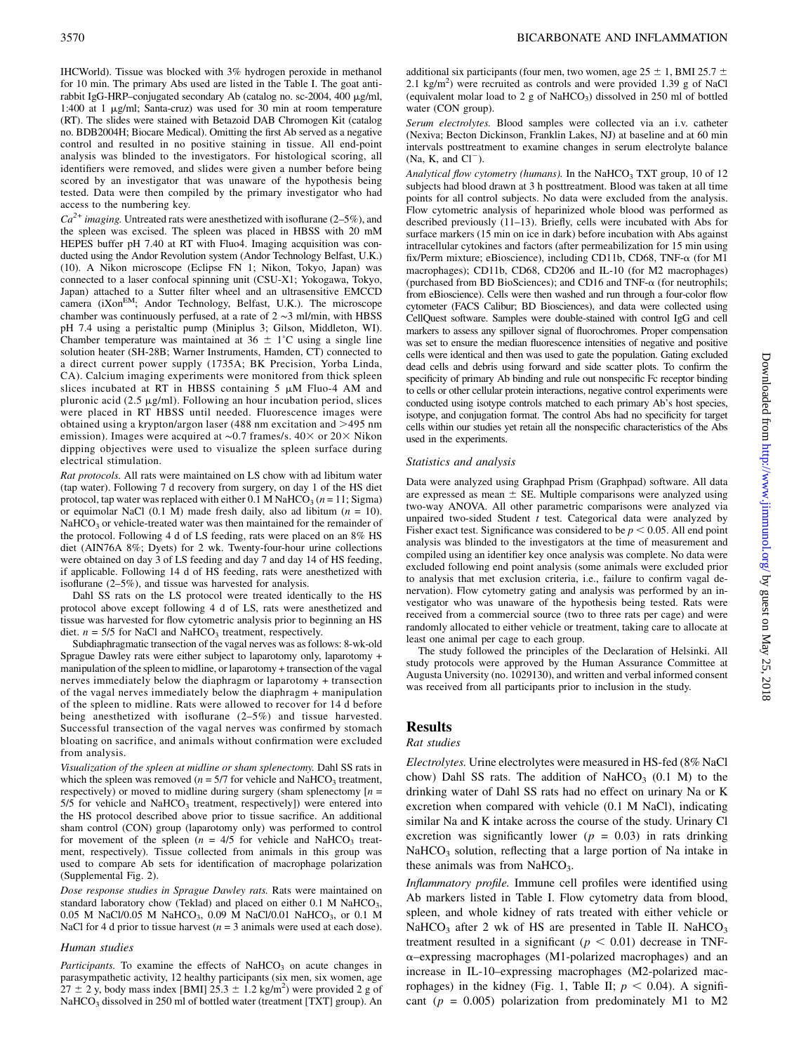IHCWorld). Tissue was blocked with 3% hydrogen peroxide in methanol for 10 min. The primary Abs used are listed in the Table I. The goat anti-rabbit IgG-HRP–conjugated secondary Ab (catalog no. sc-2004, 400 μg/ml, 1:400 at 1 μg/ml; Santa-cruz) was used for 30 min at room temperature (RT). The slides were stained with Betazoid DAB Chromogen Kit (catalog no. BDB2004H; Biocare Medical). Omitting the first Ab served as a negative control and resulted in no positive staining in tissue. All end-point analysis was blinded to the investigators. For histological scoring, all identifiers were removed, and slides were given a number before being scored by an investigator that was unaware of the hypothesis being tested. Data were then compiled by the primary investigator who had access to the numbering key.

*$Ca^{2+}$ imaging.* Untreated rats were anesthetized with isoflurane (2–5%), and the spleen was excised. The spleen was placed in HBSS with 20 mM HEPES buffer pH 7.40 at RT with Fluo4. Imaging acquisition was conducted using the Andor Revolution system (Andor Technology Belfast, U.K.) (10). A Nikon microscope (Eclipse FN 1; Nikon, Tokyo, Japan) was connected to a laser confocal spinning unit (CSU-X1; Yokogawa, Tokyo, Japan) attached to a Sutter filter wheel and an ultrasensitive EMCCD camera (iXon$^{EM}$; Andor Technology, Belfast, U.K.). The microscope chamber was continuously perfused, at a rate of 2 ∼3 ml/min, with HBSS pH 7.4 using a peristaltic pump (Miniplus 3; Gilson, Middleton, WI). Chamber temperature was maintained at 36 ± 1˚C using a single line solution heater (SH-28B; Warner Instruments, Hamden, CT) connected to a direct current power supply (1735A; BK Precision, Yorba Linda, CA). Calcium imaging experiments were monitored from thick spleen slices incubated at RT in HBSS containing 5 μM Fluo-4 AM and pluronic acid (2.5 μg/ml). Following an hour incubation period, slices were placed in RT HBSS until needed. Fluorescence images were obtained using a krypton/argon laser (488 nm excitation and >495 nm emission). Images were acquired at ∼0.7 frames/s. 40× or 20× Nikon dipping objectives were used to visualize the spleen surface during electrical stimulation.

*Rat protocols.* All rats were maintained on LS chow with ad libitum water (tap water). Following 7 d recovery from surgery, on day 1 of the HS diet protocol, tap water was replaced with either 0.1 M $NaHCO_3$ ($n = 11$; Sigma) or equimolar NaCl (0.1 M) made fresh daily, also ad libitum ($n = 10$). $NaHCO_3$ or vehicle-treated water was then maintained for the remainder of the protocol. Following 4 d of LS feeding, rats were placed on an 8% HS diet (AIN76A 8%; Dyets) for 2 wk. Twenty-four-hour urine collections were obtained on day 3 of LS feeding and day 7 and day 14 of HS feeding, if applicable. Following 14 d of HS feeding, rats were anesthetized with isoflurane (2–5%), and tissue was harvested for analysis.

Dahl SS rats on the LS protocol were treated identically to the HS protocol above except following 4 d of LS, rats were anesthetized and tissue was harvested for flow cytometric analysis prior to beginning an HS diet. $n = 5/5$ for NaCl and $NaHCO_3$ treatment, respectively.

Subdiaphragmatic transection of the vagal nerves was as follows: 8-wk-old Sprague Dawley rats were either subject to laparotomy only, laparotomy + manipulation of the spleen to midline, or laparotomy + transection of the vagal nerves immediately below the diaphragm or laparotomy + transection of the vagal nerves immediately below the diaphragm + manipulation of the spleen to midline. Rats were allowed to recover for 14 d before being anesthetized with isoflurane (2–5%) and tissue harvested. Successful transection of the vagal nerves was confirmed by stomach bloating on sacrifice, and animals without confirmation were excluded from analysis.

*Visualization of the spleen at midline or sham splenectomy.* Dahl SS rats in which the spleen was removed ($n = 5/7$ for vehicle and $NaHCO_3$ treatment, respectively) or moved to midline during surgery (sham splenectomy [$n = 5/5$ for vehicle and $NaHCO_3$ treatment, respectively]) were entered into the HS protocol described above prior to tissue sacrifice. An additional sham control (CON) group (laparotomy only) was performed to control for movement of the spleen ($n = 4/5$ for vehicle and $NaHCO_3$ treatment, respectively). Tissue collected from animals in this group was used to compare Ab sets for identification of macrophage polarization (Supplemental Fig. 2).

*Dose response studies in Sprague Dawley rats.* Rats were maintained on standard laboratory chow (Teklad) and placed on either 0.1 M $NaHCO_3$, 0.05 M NaCl/0.05 M $NaHCO_3$, 0.09 M NaCl/0.01 $NaHCO_3$, or 0.1 M NaCl for 4 d prior to tissue harvest ($n = 3$ animals were used at each dose).

### Human studies

*Participants.* To examine the effects of $NaHCO_3$ on acute changes in parasympathetic activity, 12 healthy participants (six men, six women, age 27 ± 2 y, body mass index [BMI] 25.3 ± 1.2 kg/m$^2$) were provided 2 g of $NaHCO_3$ dissolved in 250 ml of bottled water (treatment [TXT] group). An additional six participants (four men, two women, age 25 ± 1, BMI 25.7 ± 2.1 kg/m$^2$) were recruited as controls and were provided 1.39 g of NaCl (equivalent molar load to 2 g of $NaHCO_3$) dissolved in 250 ml of bottled water (CON group).

*Serum electrolytes.* Blood samples were collected via an i.v. catheter (Nexiva; Becton Dickinson, Franklin Lakes, NJ) at baseline and at 60 min intervals posttreatment to examine changes in serum electrolyte balance (Na, K, and $Cl^-$).

*Analytical flow cytometry (humans).* In the $NaHCO_3$ TXT group, 10 of 12 subjects had blood drawn at 3 h posttreatment. Blood was taken at all time points for all control subjects. No data were excluded from the analysis. Flow cytometric analysis of heparinized whole blood was performed as described previously (11–13). Briefly, cells were incubated with Abs for surface markers (15 min on ice in dark) before incubation with Abs against intracellular cytokines and factors (after permeabilization for 15 min using fix/Perm mixture; eBioscience), including CD11b, CD68, TNF-α (for M1 macrophages); CD11b, CD68, CD206 and IL-10 (for M2 macrophages) (purchased from BD BioSciences); and CD16 and TNF-α (for neutrophils; from eBioscience). Cells were then washed and run through a four-color flow cytometer (FACS Calibur; BD Biosciences), and data were collected using CellQuest software. Samples were double-stained with control IgG and cell markers to assess any spillover signal of fluorochromes. Proper compensation was set to ensure the median fluorescence intensities of negative and positive cells were identical and then was used to gate the population. Gating excluded dead cells and debris using forward and side scatter plots. To confirm the specificity of primary Ab binding and rule out nonspecific Fc receptor binding to cells or other cellular protein interactions, negative control experiments were conducted using isotype controls matched to each primary Ab's host species, isotype, and conjugation format. The control Abs had no specificity for target cells within our studies yet retain all the nonspecific characteristics of the Abs used in the experiments.

### Statistics and analysis

Data were analyzed using Graphpad Prism (Graphpad) software. All data are expressed as mean ± SE. Multiple comparisons were analyzed using two-way ANOVA. All other parametric comparisons were analyzed via unpaired two-sided Student $t$ test. Categorical data were analyzed by Fisher exact test. Significance was considered to be $p < 0.05$. All end point analysis was blinded to the investigators at the time of measurement and compiled using an identifier key once analysis was complete. No data were excluded following end point analysis (some animals were excluded prior to analysis that met exclusion criteria, i.e., failure to confirm vagal denervation). Flow cytometry gating and analysis was performed by an investigator who was unaware of the hypothesis being tested. Rats were received from a commercial source (two to three rats per cage) and were randomly allocated to either vehicle or treatment, taking care to allocate at least one animal per cage to each group.

The study followed the principles of the Declaration of Helsinki. All study protocols were approved by the Human Assurance Committee at Augusta University (no. 1029130), and written and verbal informed consent was received from all participants prior to inclusion in the study.

## Results

### Rat studies

*Electrolytes.* Urine electrolytes were measured in HS-fed (8% NaCl chow) Dahl SS rats. The addition of $NaHCO_3$ (0.1 M) to the drinking water of Dahl SS rats had no effect on urinary Na or K excretion when compared with vehicle (0.1 M NaCl), indicating similar Na and K intake across the course of the study. Urinary Cl excretion was significantly lower ($p = 0.03$) in rats drinking $NaHCO_3$ solution, reflecting that a large portion of Na intake in these animals was from $NaHCO_3$.

*Inflammatory profile.* Immune cell profiles were identified using Ab markers listed in Table I. Flow cytometry data from blood, spleen, and whole kidney of rats treated with either vehicle or $NaHCO_3$ after 2 wk of HS are presented in Table II. $NaHCO_3$ treatment resulted in a significant ($p < 0.01$) decrease in TNF-α–expressing macrophages (M1-polarized macrophages) and an increase in IL-10–expressing macrophages (M2-polarized macrophages) in the kidney (Fig. 1, Table II; $p < 0.04$). A significant ($p = 0.005$) polarization from predominately M1 to M2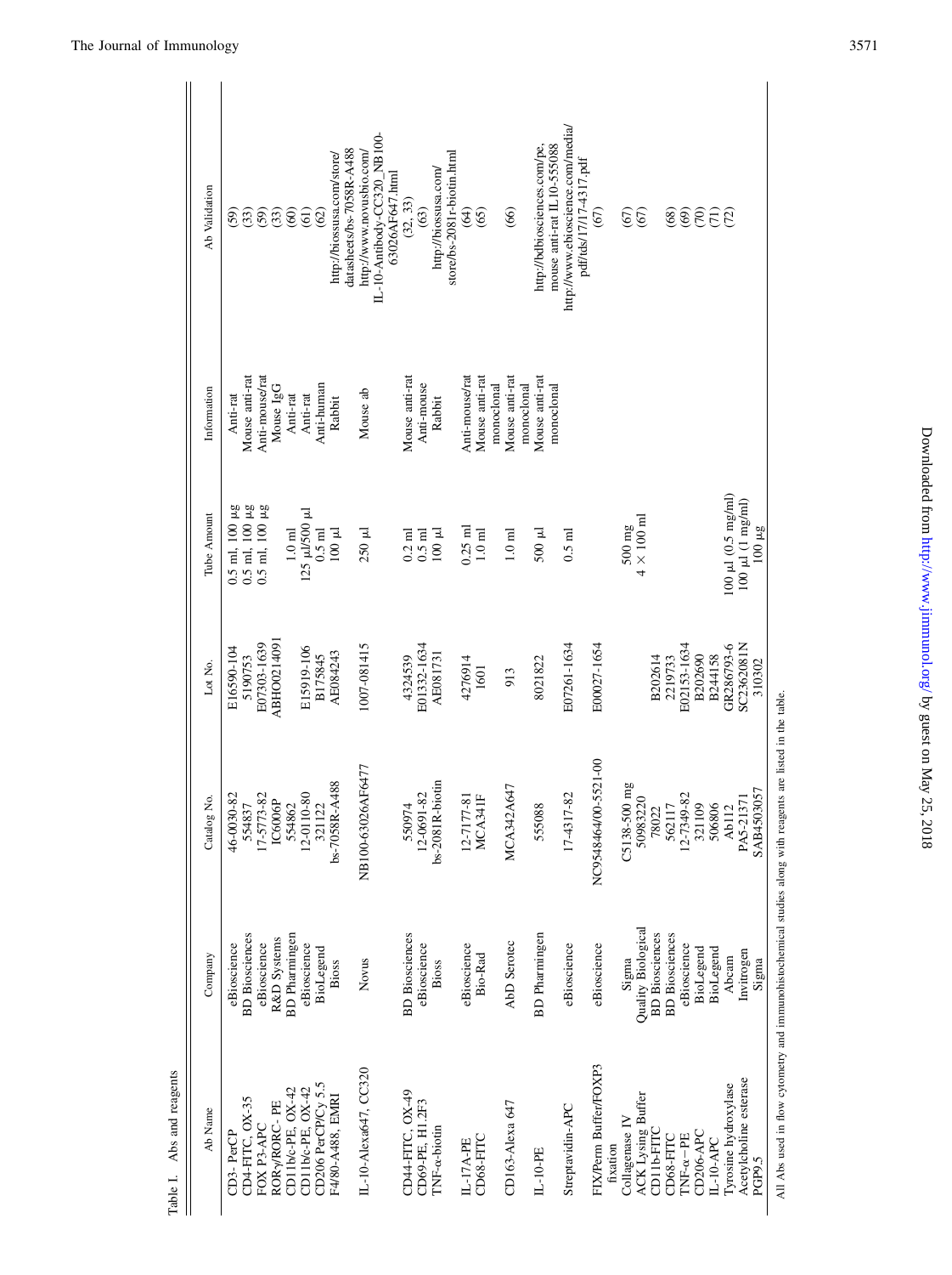Table I. Abs and reagents

| Ab Name | Company | Catalog No. | Lot No. | Tube Amount | Information | Ab Validation |
|---|---|---|---|---|---|---|
| CD3- PerCP | eBioscience | 46-0030-82 | E16590-104 | 0.5 ml, 100 μg | Anti-rat | (59) |
| CD4-FITC, OX-35 | BD Biosciences | 554837 | 5190753 | 0.5 ml, 100 μg | Mouse anti-rat | (33) |
| FOX P3-APC | eBioscience | 17-5773-82 | E07303-1639 | 0.5 ml, 100 μg | Anti-mouse/rat | (59) |
| RORγ/RORC- PE | R&D Systems | IC6006P | ABHO0214091 | | Mouse IgG | (33) |
| CD11b/c-PE, OX-42 | BD Pharmingen | 554862 | | 1.0 ml | Anti-rat | (60) |
| CD11b/c-PE, OX-42 | eBioscience | 12-0110-80 | E15919-106 | 125 μl/500 μl | Anti-rat | (61) |
| CD206 PerCP/Cy 5.5 | BioLegend | 321122 | B175845 | 0.5 ml | Anti-human | (62) |
| F4/80-A488, EMRI | Bioss | bs-7058R-A488 | AE084243 | 100 μl | Rabbit | http://biossusa.com/store/datasheets/bs-7058R-A488 |
| IL-10-Alexa647, CC320 | Novus | NB100-63026AF6477 | 1007-081415 | 250 μl | Mouse ab | http://www.novusbio.com/IL-10-Antibody-CC320_NB100-63026AF647.html |
| CD44-FITC, OX-49 | BD Biosciences | 550974 | 4324539 | 0.2 ml | Mouse anti-rat | (32, 33) |
| CD69-PE, H1.2F3 | eBioscience | 12-0691-82 | E01332-1634 | 0.5 ml | Anti-mouse | (63) |
| TNF-α-biotin | Bioss | bs-2081R-biotin | AE081731 | 100 μl | Rabbit | http://biossusa.com/store/bs-2081r-biotin.html |
| IL-17A-PE | eBioscience | 12-7177-81 | 4276914 | 0.25 ml | Anti-mouse/rat | (64) |
| CD68-FITC | Bio-Rad | MCA341F | 1601 | 1.0 ml | Mouse anti-rat monoclonal | (65) |
| CD163-Alexa 647 | AbD Serotec | MCA342A647 | 913 | 1.0 ml | Mouse anti-rat monoclonal | (66) |
| IL-10-PE | BD Pharmingen | 555088 | 8021822 | 500 μl | Mouse anti-rat monoclonal | http://bdbiosciences.com/pe, mouse anti-rat IL10-555088 |
| Streptavidin-APC | eBioscience | 17-4317-82 | E07261-1634 | 0.5 ml | | http://www.ebioscience.com/media/pdf/tds/17/17-4317.pdf |
| FIX/Perm Buffer/FOXP3 fixation | eBioscience | NC954864/00-5521-00 | E00027-1654 | | | (67) |
| Collagenase IV | Sigma | C5138-500 mg | | 500 mg | | (67) |
| ACK Lysing Buffer | Quality Biological | 50983220 | | 4 × 100 ml | | (67) |
| CD11b-FITC | BD Biosciences | 78022 | B202614 | | | |
| CD68-FITC | BD Biosciences | 562117 | 2219733 | | | (68) |
| TNF-α–PE | eBioscience | 12-7349-82 | E02153-1634 | | | (69) |
| CD206-APC | BioLegend | 321109 | B202690 | | | (70) |
| IL-10-APC | BioLegend | 506806 | B244158 | | | (71) |
| Tyrosine hydroxylase | Abcam | Ab112 | GR286793-6 | 100 μl (0.5 mg/ml) | | (72) |
| Acetylcholine esterase | Invitrogen | PA5-21371 | SC2362081N | 100 μl (1 mg/ml) | | |
| PGP9.5 | Sigma | SAB4503057 | 310302 | 100 μg | | |

All Abs used in flow cytometry and immunohistochemical studies along with reagents are listed in the table.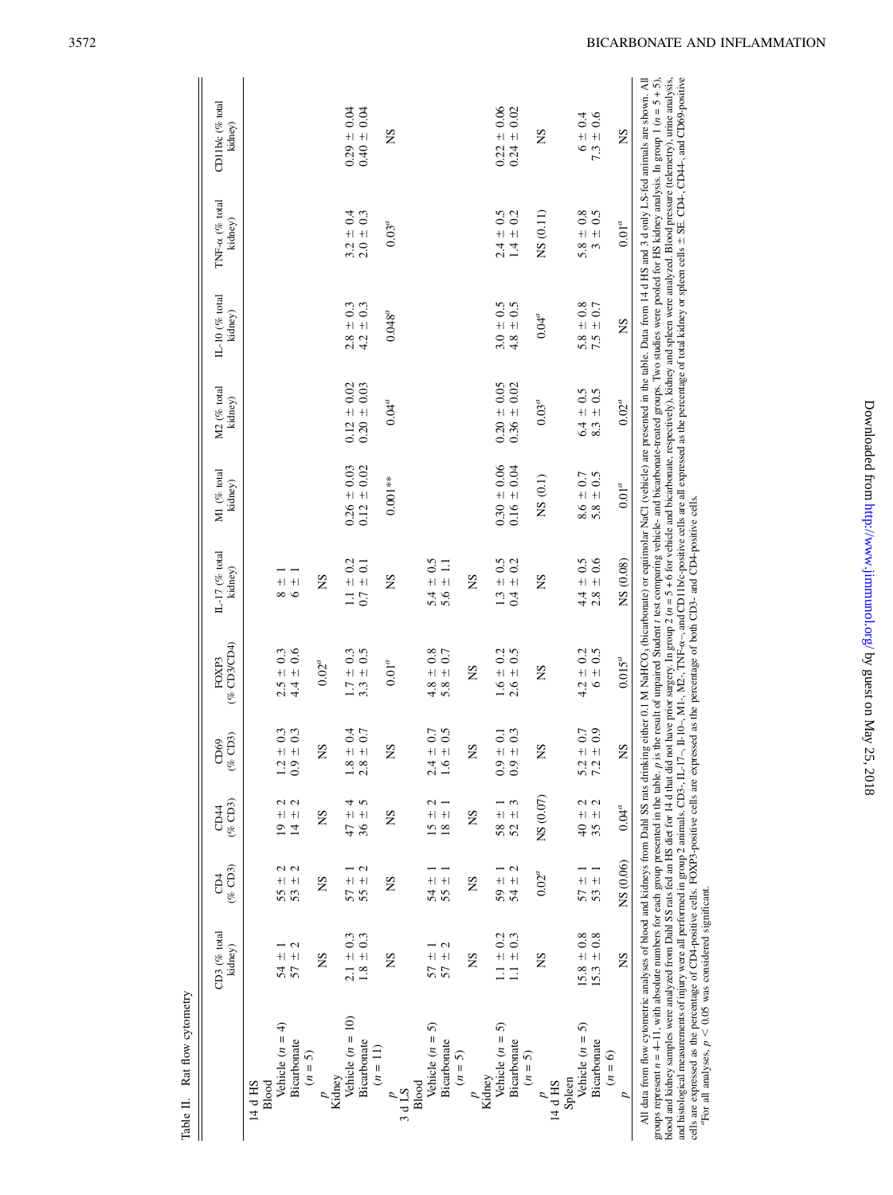Table II. Rat flow cytometry

| | CD3 (% total kidney) | CD4 (% CD3) | CD44 (% CD3) | CD69 (% CD3) | FOXP3 (% CD3/CD4) | IL-17 (% total kidney) | M1 (% total kidney) | M2 (% total kidney) | IL-10 (% total kidney) | TNF-α (% total kidney) | CD11b/c (% total kidney) |
|---|---|---|---|---|---|---|---|---|---|---|---|
| 14 d HS | | | | | | | | | | | |
| Blood | | | | | | | | | | | |
| Vehicle ($n = 4$) | 54 ± 1 | 55 ± 2 | 19 ± 2 | 1.2 ± 0.3 | 2.5 ± 0.3 | 8 ± 1 | | | | | |
| Bicarbonate ($n = 5$) | 57 ± 2 | 53 ± 2 | 14 ± 2 | 0.9 ± 0.3 | 4.4 ± 0.6 | 6 ± 1 | | | | | |
| $p$ | NS | NS | NS | NS | 0.02[a] | NS | | | | | |
| Kidney | | | | | | | | | | | |
| Vehicle ($n = 10$) | 2.1 ± 0.3 | 57 ± 1 | 47 ± 4 | 1.8 ± 0.4 | 1.7 ± 0.3 | 1.1 ± 0.2 | 0.26 ± 0.03 | 0.12 ± 0.02 | 2.8 ± 0.3 | 3.2 ± 0.4 | 0.29 ± 0.04 |
| Bicarbonate ($n = 11$) | 1.8 ± 0.3 | 55 ± 2 | 36 ± 5 | 2.8 ± 0.7 | 3.3 ± 0.5 | 0.7 ± 0.1 | 0.12 ± 0.02 | 0.20 ± 0.03 | 4.2 ± 0.3 | 2.0 ± 0.3 | 0.40 ± 0.04 |
| $p$ | NS | NS | NS | NS | 0.01[a] | NS | 0.001** | 0.04[a] | 0.048[a] | 0.03[a] | NS |
| 3 d LS | | | | | | | | | | | |
| Blood | | | | | | | | | | | |
| Vehicle ($n = 5$) | 57 ± 1 | 54 ± 1 | 15 ± 2 | 2.4 ± 0.7 | 4.8 ± 0.8 | 5.4 ± 0.5 | | | | | |
| Bicarbonate ($n = 5$) | 57 ± 2 | 55 ± 1 | 18 ± 1 | 1.6 ± 0.5 | 5.8 ± 0.7 | 5.6 ± 1.1 | | | | | |
| $p$ | NS | NS | NS | NS | NS | NS | | | | | |
| Kidney | | | | | | | | | | | |
| Vehicle ($n = 5$) | 1.1 ± 0.2 | 59 ± 1 | 58 ± 1 | 0.9 ± 0.1 | 1.6 ± 0.2 | 1.3 ± 0.5 | 0.30 ± 0.06 | 0.20 ± 0.05 | 3.0 ± 0.5 | 2.4 ± 0.5 | 0.22 ± 0.06 |
| Bicarbonate ($n = 5$) | 1.1 ± 0.3 | 54 ± 2 | 52 ± 3 | 0.9 ± 0.3 | 2.6 ± 0.5 | 0.4 ± 0.2 | 0.16 ± 0.04 | 0.36 ± 0.02 | 4.8 ± 0.5 | 1.4 ± 0.2 | 0.24 ± 0.02 |
| $p$ | NS | 0.02[a] | NS (0.07) | NS | NS | NS | NS (0.1) | 0.03[a] | 0.04[a] | NS (0.11) | NS |
| 14 d HS | | | | | | | | | | | |
| Spleen | | | | | | | | | | | |
| Vehicle ($n = 5$) | 15.8 ± 0.8 | 57 ± 1 | 40 ± 2 | 5.2 ± 0.7 | 4.2 ± 0.2 | 4.4 ± 0.5 | 8.6 ± 0.7 | 6.4 ± 0.5 | 5.8 ± 0.8 | 5.8 ± 0.8 | 6 ± 0.4 |
| Bicarbonate ($n = 6$) | 15.3 ± 0.8 | 53 ± 1 | 35 ± 2 | 7.2 ± 0.9 | 6 ± 0.5 | 2.8 ± 0.6 | 5.8 ± 0.5 | 8.3 ± 0.5 | 7.5 ± 0.7 | 3 ± 0.5 | 7.3 ± 0.6 |
| $p$ | NS | NS (0.06) | 0.04[a] | NS | 0.015[a] | NS (0.08) | 0.01[a] | 0.02[a] | NS | 0.01[a] | NS |

All data from flow cytometric analyses of blood and kidneys from Dahl SS rats drinking either 0.1 M $NaHCO_3$ (bicarbonate) or equimolar NaCl (vehicle) are presented in the table. Data from 14 d HS and 3 d only LS-fed animals are shown. All groups represent $n = 4$–11, with absolute numbers for each group presented in the table. $p$ is the result of unpaired Student $t$ test comparing vehicle- and bicarbonate-treated groups. Two studies were pooled for HS kidney analysis. In group 1 ($n = 5 + 5$), blood and kidney samples were analyzed from Dahl SS rats fed an HS diet for 14 d that did not have prior surgery. In group 2 ($n = 5 + 6$ for vehicle and bicarbonate, respectively), kidney and spleen were analyzed. Blood pressure (telemetry), urine analysis, and histological measurements of injury were all performed in group 2 animals. CD3-, IL-17-, Il-10-, M1-, M2-, TNF-α-, and CD11b/c-positive cells are all expressed as the percentage of total kidney or spleen cells ± SE. CD4-, CD44-, and CD69-positive cells are expressed as the percentage of CD4-positive cells. FOXP3-positive cells are expressed as the percentage of both CD3- and CD4-positive cells.

[a]For all analyses, $p < 0.05$ was considered significant.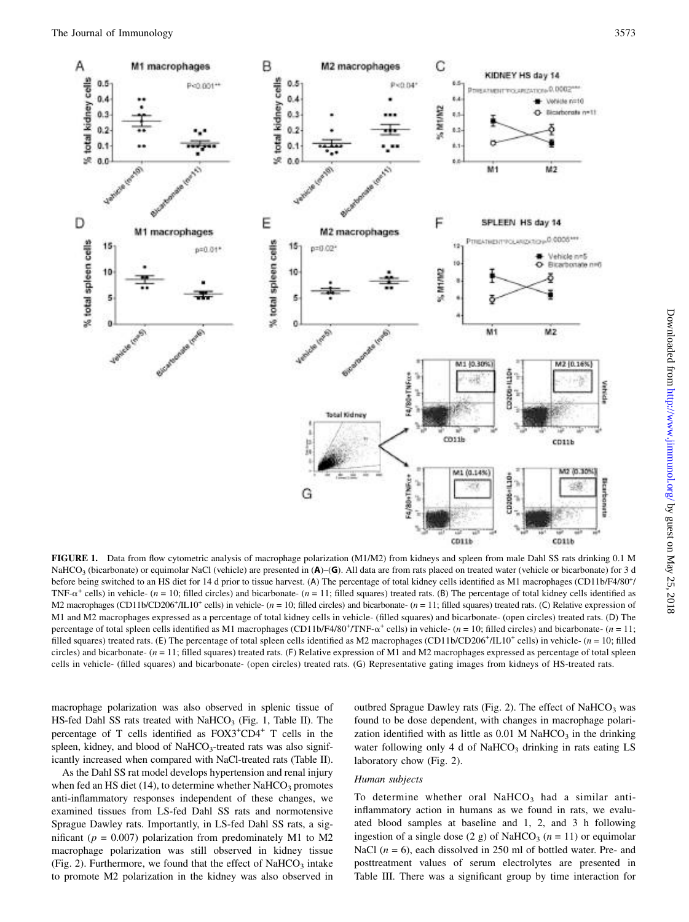**FIGURE 1.** Data from flow cytometric analysis of macrophage polarization (M1/M2) from kidneys and spleen from male Dahl SS rats drinking 0.1 M $NaHCO_3$ (bicarbonate) or equimolar NaCl (vehicle) are presented in (**A**)–(**G**). All data are from rats placed on treated water (vehicle or bicarbonate) for 3 d before being switched to an HS diet for 14 d prior to tissue harvest. (A) The percentage of total kidney cells identified as M1 macrophages (CD11b/F4/80$^+$/TNF-$\alpha^+$ cells) in vehicle- ($n$ = 10; filled circles) and bicarbonate- ($n$ = 11; filled squares) treated rats. (B) The percentage of total kidney cells identified as M2 macrophages (CD11b/CD206$^+$/IL10$^+$ cells) in vehicle- ($n$ = 10; filled circles) and bicarbonate- ($n$ = 11; filled squares) treated rats. (C) Relative expression of M1 and M2 macrophages expressed as a percentage of total kidney cells in vehicle- (filled squares) and bicarbonate- (open circles) treated rats. (D) The percentage of total spleen cells identified as M1 macrophages (CD11b/F4/80$^+$/TNF-$\alpha^+$ cells) in vehicle- ($n$ = 10; filled circles) and bicarbonate- ($n$ = 11; filled squares) treated rats. (E) The percentage of total spleen cells identified as M2 macrophages (CD11b/CD206$^+$/IL10$^+$ cells) in vehicle- ($n$ = 10; filled circles) and bicarbonate- ($n$ = 11; filled squares) treated rats. (F) Relative expression of M1 and M2 macrophages expressed as percentage of total spleen cells in vehicle- (filled squares) and bicarbonate- (open circles) treated rats. (G) Representative gating images from kidneys of HS-treated rats.

macrophage polarization was also observed in splenic tissue of HS-fed Dahl SS rats treated with $NaHCO_3$ (Fig. 1, Table II). The percentage of T cells identified as FOX3$^+$CD4$^+$ T cells in the spleen, kidney, and blood of $NaHCO_3$-treated rats was also significantly increased when compared with NaCl-treated rats (Table II).

As the Dahl SS rat model develops hypertension and renal injury when fed an HS diet (14), to determine whether $NaHCO_3$ promotes anti-inflammatory responses independent of these changes, we examined tissues from LS-fed Dahl SS rats and normotensive Sprague Dawley rats. Importantly, in LS-fed Dahl SS rats, a significant ($p$ = 0.007) polarization from predominately M1 to M2 macrophage polarization was still observed in kidney tissue (Fig. 2). Furthermore, we found that the effect of $NaHCO_3$ intake to promote M2 polarization in the kidney was also observed in outbred Sprague Dawley rats (Fig. 2). The effect of $NaHCO_3$ was found to be dose dependent, with changes in macrophage polarization identified with as little as 0.01 M $NaHCO_3$ in the drinking water following only 4 d of $NaHCO_3$ drinking in rats eating LS laboratory chow (Fig. 2).

### *Human subjects*

To determine whether oral $NaHCO_3$ had a similar anti-inflammatory action in humans as we found in rats, we evaluated blood samples at baseline and 1, 2, and 3 h following ingestion of a single dose (2 g) of $NaHCO_3$ ($n$ = 11) or equimolar NaCl ($n$ = 6), each dissolved in 250 ml of bottled water. Pre- and posttreatment values of serum electrolytes are presented in Table III. There was a significant group by time interaction for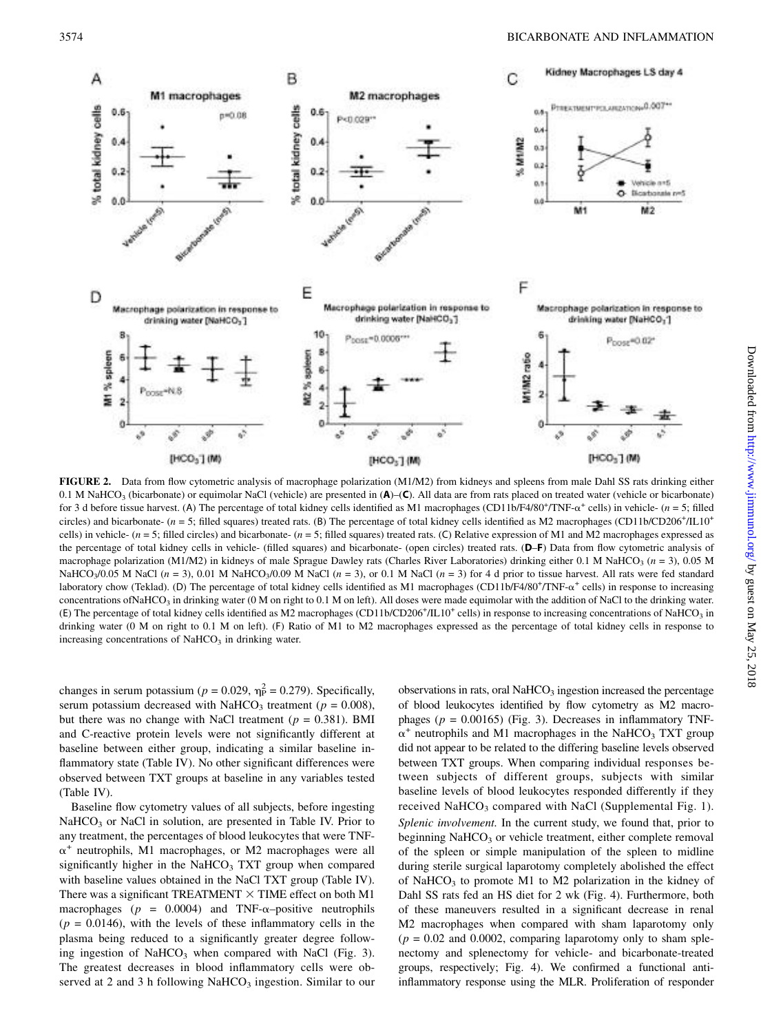**FIGURE 2.** Data from flow cytometric analysis of macrophage polarization (M1/M2) from kidneys and spleens from male Dahl SS rats drinking either 0.1 M $NaHCO_3$ (bicarbonate) or equimolar NaCl (vehicle) are presented in (**A**)–(**C**). All data are from rats placed on treated water (vehicle or bicarbonate) for 3 d before tissue harvest. (A) The percentage of total kidney cells identified as M1 macrophages (CD11b/F4/80$^+$/TNF-$\alpha^+$ cells) in vehicle- ($n = 5$; filled circles) and bicarbonate- ($n = 5$; filled squares) treated rats. (B) The percentage of total kidney cells identified as M2 macrophages (CD11b/CD206$^+$/IL10$^+$ cells) in vehicle- ($n = 5$; filled circles) and bicarbonate- ($n = 5$; filled squares) treated rats. (C) Relative expression of M1 and M2 macrophages expressed as the percentage of total kidney cells in vehicle- (filled squares) and bicarbonate- (open circles) treated rats. (**D**–**F**) Data from flow cytometric analysis of macrophage polarization (M1/M2) in kidneys of male Sprague Dawley rats (Charles River Laboratories) drinking either 0.1 M $NaHCO_3$ ($n = 3$), 0.05 M $NaHCO_3$/0.05 M NaCl ($n = 3$), 0.01 M $NaHCO_3$/0.09 M NaCl ($n = 3$), or 0.1 M NaCl ($n = 3$) for 4 d prior to tissue harvest. All rats were fed standard laboratory chow (Teklad). (D) The percentage of total kidney cells identified as M1 macrophages (CD11b/F4/80$^+$/TNF-$\alpha^+$ cells) in response to increasing concentrations of$NaHCO_3$ in drinking water (0 M on right to 0.1 M on left). All doses were made equimolar with the addition of NaCl to the drinking water. (E) The percentage of total kidney cells identified as M2 macrophages (CD11b/CD206$^+$/IL10$^+$ cells) in response to increasing concentrations of $NaHCO_3$ in drinking water (0 M on right to 0.1 M on left). (F) Ratio of M1 to M2 macrophages expressed as the percentage of total kidney cells in response to increasing concentrations of $NaHCO_3$ in drinking water.

changes in serum potassium ($p = 0.029$, $\eta_P^2 = 0.279$). Specifically, serum potassium decreased with $NaHCO_3$ treatment ($p = 0.008$), but there was no change with NaCl treatment ($p = 0.381$). BMI and C-reactive protein levels were not significantly different at baseline between either group, indicating a similar baseline inflammatory state (Table IV). No other significant differences were observed between TXT groups at baseline in any variables tested (Table IV).

Baseline flow cytometry values of all subjects, before ingesting $NaHCO_3$ or NaCl in solution, are presented in Table IV. Prior to any treatment, the percentages of blood leukocytes that were TNF-$\alpha^+$ neutrophils, M1 macrophages, or M2 macrophages were all significantly higher in the $NaHCO_3$ TXT group when compared with baseline values obtained in the NaCl TXT group (Table IV). There was a significant TREATMENT × TIME effect on both M1 macrophages ($p = 0.0004$) and TNF-$\alpha$–positive neutrophils ($p = 0.0146$), with the levels of these inflammatory cells in the plasma being reduced to a significantly greater degree following ingestion of $NaHCO_3$ when compared with NaCl (Fig. 3). The greatest decreases in blood inflammatory cells were observed at 2 and 3 h following $NaHCO_3$ ingestion. Similar to our observations in rats, oral $NaHCO_3$ ingestion increased the percentage of blood leukocytes identified by flow cytometry as M2 macrophages ($p = 0.00165$) (Fig. 3). Decreases in inflammatory TNF-$\alpha^+$ neutrophils and M1 macrophages in the $NaHCO_3$ TXT group did not appear to be related to the differing baseline levels observed between TXT groups. When comparing individual responses between subjects of different groups, subjects with similar baseline levels of blood leukocytes responded differently if they received $NaHCO_3$ compared with NaCl (Supplemental Fig. 1).

*Splenic involvement.* In the current study, we found that, prior to beginning $NaHCO_3$ or vehicle treatment, either complete removal of the spleen or simple manipulation of the spleen to midline during sterile surgical laparotomy completely abolished the effect of $NaHCO_3$ to promote M1 to M2 polarization in the kidney of Dahl SS rats fed an HS diet for 2 wk (Fig. 4). Furthermore, both of these maneuvers resulted in a significant decrease in renal M2 macrophages when compared with sham laparotomy only ($p = 0.02$ and 0.0002, comparing laparotomy only to sham splenectomy and splenectomy for vehicle- and bicarbonate-treated groups, respectively; Fig. 4). We confirmed a functional anti-inflammatory response using the MLR. Proliferation of responder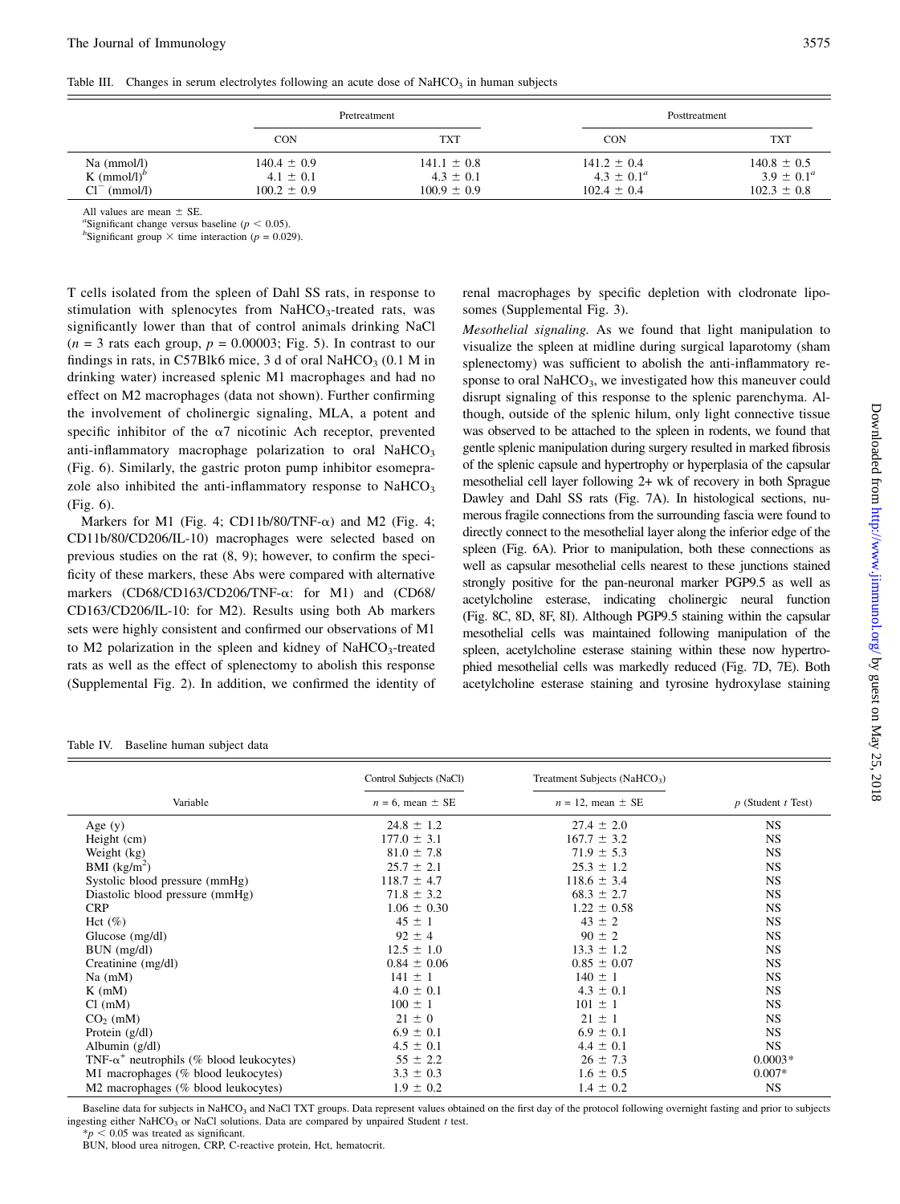Table III. Changes in serum electrolytes following an acute dose of $NaHCO_3$ in human subjects

| | Pretreatment | | Posttreatment | |
|---|---|---|---|---|
| | CON | TXT | CON | TXT |
| Na (mmol/l) | 140.4 ± 0.9 | 141.1 ± 0.8 | 141.2 ± 0.4 | 140.8 ± 0.5 |
| K (mmol/l)[b] | 4.1 ± 0.1 | 4.3 ± 0.1 | 4.3 ± 0.1[a] | 3.9 ± 0.1[a] |
| $Cl^-$ (mmol/l) | 100.2 ± 0.9 | 100.9 ± 0.9 | 102.4 ± 0.4 | 102.3 ± 0.8 |

All values are mean ± SE.

[a]Significant change versus baseline ($p < 0.05$).

[b]Significant group × time interaction ($p = 0.029$).

T cells isolated from the spleen of Dahl SS rats, in response to stimulation with splenocytes from $NaHCO_3$-treated rats, was significantly lower than that of control animals drinking NaCl ($n = 3$ rats each group, $p = 0.00003$; Fig. 5). In contrast to our findings in rats, in C57Blk6 mice, 3 d of oral $NaHCO_3$ (0.1 M in drinking water) increased splenic M1 macrophages and had no effect on M2 macrophages (data not shown). Further confirming the involvement of cholinergic signaling, MLA, a potent and specific inhibitor of the α7 nicotinic Ach receptor, prevented anti-inflammatory macrophage polarization to oral $NaHCO_3$ (Fig. 6). Similarly, the gastric proton pump inhibitor esomeprazole also inhibited the anti-inflammatory response to $NaHCO_3$ (Fig. 6).

Markers for M1 (Fig. 4; CD11b/80/TNF-α) and M2 (Fig. 4; CD11b/80/CD206/IL-10) macrophages were selected based on previous studies on the rat (8, 9); however, to confirm the specificity of these markers, these Abs were compared with alternative markers (CD68/CD163/CD206/TNF-α: for M1) and (CD68/CD163/CD206/IL-10: for M2). Results using both Ab markers sets were highly consistent and confirmed our observations of M1 to M2 polarization in the spleen and kidney of $NaHCO_3$-treated rats as well as the effect of splenectomy to abolish this response (Supplemental Fig. 2). In addition, we confirmed the identity of renal macrophages by specific depletion with clodronate liposomes (Supplemental Fig. 3).

*Mesothelial signaling.* As we found that light manipulation to visualize the spleen at midline during surgical laparotomy (sham splenectomy) was sufficient to abolish the anti-inflammatory response to oral $NaHCO_3$, we investigated how this maneuver could disrupt signaling of this response to the splenic parenchyma. Although, outside of the splenic hilum, only light connective tissue was observed to be attached to the spleen in rodents, we found that gentle splenic manipulation during surgery resulted in marked fibrosis of the splenic capsule and hypertrophy or hyperplasia of the capsular mesothelial cell layer following 2+ wk of recovery in both Sprague Dawley and Dahl SS rats (Fig. 7A). In histological sections, numerous fragile connections from the surrounding fascia were found to directly connect to the mesothelial layer along the inferior edge of the spleen (Fig. 6A). Prior to manipulation, both these connections as well as capsular mesothelial cells nearest to these junctions stained strongly positive for the pan-neuronal marker PGP9.5 as well as acetylcholine esterase, indicating cholinergic neural function (Fig. 8C, 8D, 8F, 8I). Although PGP9.5 staining within the capsular mesothelial cells was maintained following manipulation of the spleen, acetylcholine esterase staining within these now hypertrophied mesothelial cells was markedly reduced (Fig. 7D, 7E). Both acetylcholine esterase staining and tyrosine hydroxylase staining

Table IV. Baseline human subject data

| Variable | Control Subjects (NaCl) $n = 6$, mean ± SE | Treatment Subjects ($NaHCO_3$) $n = 12$, mean ± SE | $p$ (Student $t$ Test) |
|---|---|---|---|
| Age (y) | 24.8 ± 1.2 | 27.4 ± 2.0 | NS |
| Height (cm) | 177.0 ± 3.1 | 167.7 ± 3.2 | NS |
| Weight (kg) | 81.0 ± 7.8 | 71.9 ± 5.3 | NS |
| BMI (kg/m$^2$) | 25.7 ± 2.1 | 25.3 ± 1.2 | NS |
| Systolic blood pressure (mmHg) | 118.7 ± 4.7 | 118.6 ± 3.4 | NS |
| Diastolic blood pressure (mmHg) | 71.8 ± 3.2 | 68.3 ± 2.7 | NS |
| CRP | 1.06 ± 0.30 | 1.22 ± 0.58 | NS |
| Hct (%) | 45 ± 1 | 43 ± 2 | NS |
| Glucose (mg/dl) | 92 ± 4 | 90 ± 2 | NS |
| BUN (mg/dl) | 12.5 ± 1.0 | 13.3 ± 1.2 | NS |
| Creatinine (mg/dl) | 0.84 ± 0.06 | 0.85 ± 0.07 | NS |
| Na (mM) | 141 ± 1 | 140 ± 1 | NS |
| K (mM) | 4.0 ± 0.1 | 4.3 ± 0.1 | NS |
| Cl (mM) | 100 ± 1 | 101 ± 1 | NS |
| $CO_2$ (mM) | 21 ± 0 | 21 ± 1 | NS |
| Protein (g/dl) | 6.9 ± 0.1 | 6.9 ± 0.1 | NS |
| Albumin (g/dl) | 4.5 ± 0.1 | 4.4 ± 0.1 | NS |
| TNF-α$^+$ neutrophils (% blood leukocytes) | 55 ± 2.2 | 26 ± 7.3 | 0.0003* |
| M1 macrophages (% blood leukocytes) | 3.3 ± 0.3 | 1.6 ± 0.5 | 0.007* |
| M2 macrophages (% blood leukocytes) | 1.9 ± 0.2 | 1.4 ± 0.2 | NS |

Baseline data for subjects in $NaHCO_3$ and NaCl TXT groups. Data represent values obtained on the first day of the protocol following overnight fasting and prior to subjects ingesting either $NaHCO_3$ or NaCl solutions. Data are compared by unpaired Student $t$ test.

*$p < 0.05$ was treated as significant.

BUN, blood urea nitrogen, CRP, C-reactive protein, Hct, hematocrit.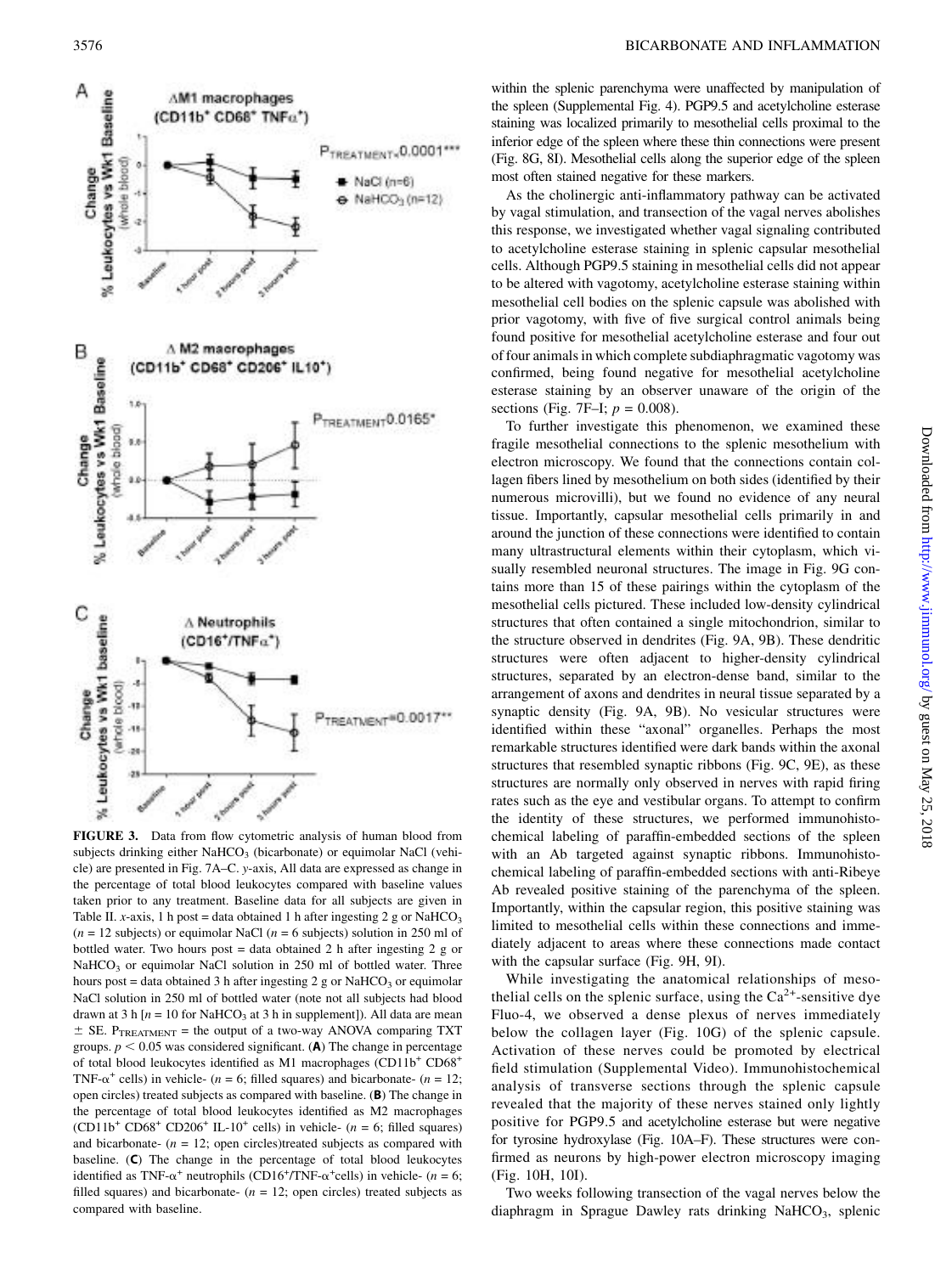**FIGURE 3.** Data from flow cytometric analysis of human blood from subjects drinking either $NaHCO_3$ (bicarbonate) or equimolar NaCl (vehicle) are presented in Fig. 7A–C. y-axis, All data are expressed as change in the percentage of total blood leukocytes compared with baseline values taken prior to any treatment. Baseline data for all subjects are given in Table II. x-axis, 1 h post = data obtained 1 h after ingesting 2 g or $NaHCO_3$ ($n = 12$ subjects) or equimolar NaCl ($n = 6$ subjects) solution in 250 ml of bottled water. Two hours post = data obtained 2 h after ingesting 2 g or $NaHCO_3$ or equimolar NaCl solution in 250 ml of bottled water. Three hours post = data obtained 3 h after ingesting 2 g or $NaHCO_3$ or equimolar NaCl solution in 250 ml of bottled water (note not all subjects had blood drawn at 3 h [$n = 10$ for $NaHCO_3$ at 3 h in supplement]). All data are mean ± SE. $P_{TREATMENT}$ = the output of a two-way ANOVA comparing TXT groups. $p < 0.05$ was considered significant. (**A**) The change in percentage of total blood leukocytes identified as M1 macrophages ($CD11b^+$ $CD68^+$ $TNF\text{-}\alpha^+$ cells) in vehicle- ($n = 6$; filled squares) and bicarbonate- ($n = 12$; open circles) treated subjects as compared with baseline. (**B**) The change in the percentage of total blood leukocytes identified as M2 macrophages ($CD11b^+$ $CD68^+$ $CD206^+$ $IL\text{-}10^+$ cells) in vehicle- ($n = 6$; filled squares) and bicarbonate- ($n = 12$; open circles)treated subjects as compared with baseline. (**C**) The change in the percentage of total blood leukocytes identified as $TNF\text{-}\alpha^+$ neutrophils ($CD16^+/TNF\text{-}\alpha^+$cells) in vehicle- ($n = 6$; filled squares) and bicarbonate- ($n = 12$; open circles) treated subjects as compared with baseline.

within the splenic parenchyma were unaffected by manipulation of the spleen (Supplemental Fig. 4). PGP9.5 and acetylcholine esterase staining was localized primarily to mesothelial cells proximal to the inferior edge of the spleen where these thin connections were present (Fig. 8G, 8I). Mesothelial cells along the superior edge of the spleen most often stained negative for these markers.

As the cholinergic anti-inflammatory pathway can be activated by vagal stimulation, and transection of the vagal nerves abolishes this response, we investigated whether vagal signaling contributed to acetylcholine esterase staining in splenic capsular mesothelial cells. Although PGP9.5 staining in mesothelial cells did not appear to be altered with vagotomy, acetylcholine esterase staining within mesothelial cell bodies on the splenic capsule was abolished with prior vagotomy, with five of five surgical control animals being found positive for mesothelial acetylcholine esterase and four out of four animals in which complete subdiaphragmatic vagotomy was confirmed, being found negative for mesothelial acetylcholine esterase staining by an observer unaware of the origin of the sections (Fig. 7F–I; $p = 0.008$).

To further investigate this phenomenon, we examined these fragile mesothelial connections to the splenic mesothelium with electron microscopy. We found that the connections contain collagen fibers lined by mesothelium on both sides (identified by their numerous microvilli), but we found no evidence of any neural tissue. Importantly, capsular mesothelial cells primarily in and around the junction of these connections were identified to contain many ultrastructural elements within their cytoplasm, which visually resembled neuronal structures. The image in Fig. 9G contains more than 15 of these pairings within the cytoplasm of the mesothelial cells pictured. These included low-density cylindrical structures that often contained a single mitochondrion, similar to the structure observed in dendrites (Fig. 9A, 9B). These dendritic structures were often adjacent to higher-density cylindrical structures, separated by an electron-dense band, similar to the arrangement of axons and dendrites in neural tissue separated by a synaptic density (Fig. 9A, 9B). No vesicular structures were identified within these "axonal" organelles. Perhaps the most remarkable structures identified were dark bands within the axonal structures that resembled synaptic ribbons (Fig. 9C, 9E), as these structures are normally only observed in nerves with rapid firing rates such as the eye and vestibular organs. To attempt to confirm the identity of these structures, we performed immunohistochemical labeling of paraffin-embedded sections of the spleen with an Ab targeted against synaptic ribbons. Immunohistochemical labeling of paraffin-embedded sections with anti-Ribeye Ab revealed positive staining of the parenchyma of the spleen. Importantly, within the capsular region, this positive staining was limited to mesothelial cells within these connections and immediately adjacent to areas where these connections made contact with the capsular surface (Fig. 9H, 9I).

While investigating the anatomical relationships of mesothelial cells on the splenic surface, using the $Ca^{2+}$-sensitive dye Fluo-4, we observed a dense plexus of nerves immediately below the collagen layer (Fig. 10G) of the splenic capsule. Activation of these nerves could be promoted by electrical field stimulation (Supplemental Video). Immunohistochemical analysis of transverse sections through the splenic capsule revealed that the majority of these nerves stained only lightly positive for PGP9.5 and acetylcholine esterase but were negative for tyrosine hydroxylase (Fig. 10A–F). These structures were confirmed as neurons by high-power electron microscopy imaging (Fig. 10H, 10I).

Two weeks following transection of the vagal nerves below the diaphragm in Sprague Dawley rats drinking $NaHCO_3$, splenic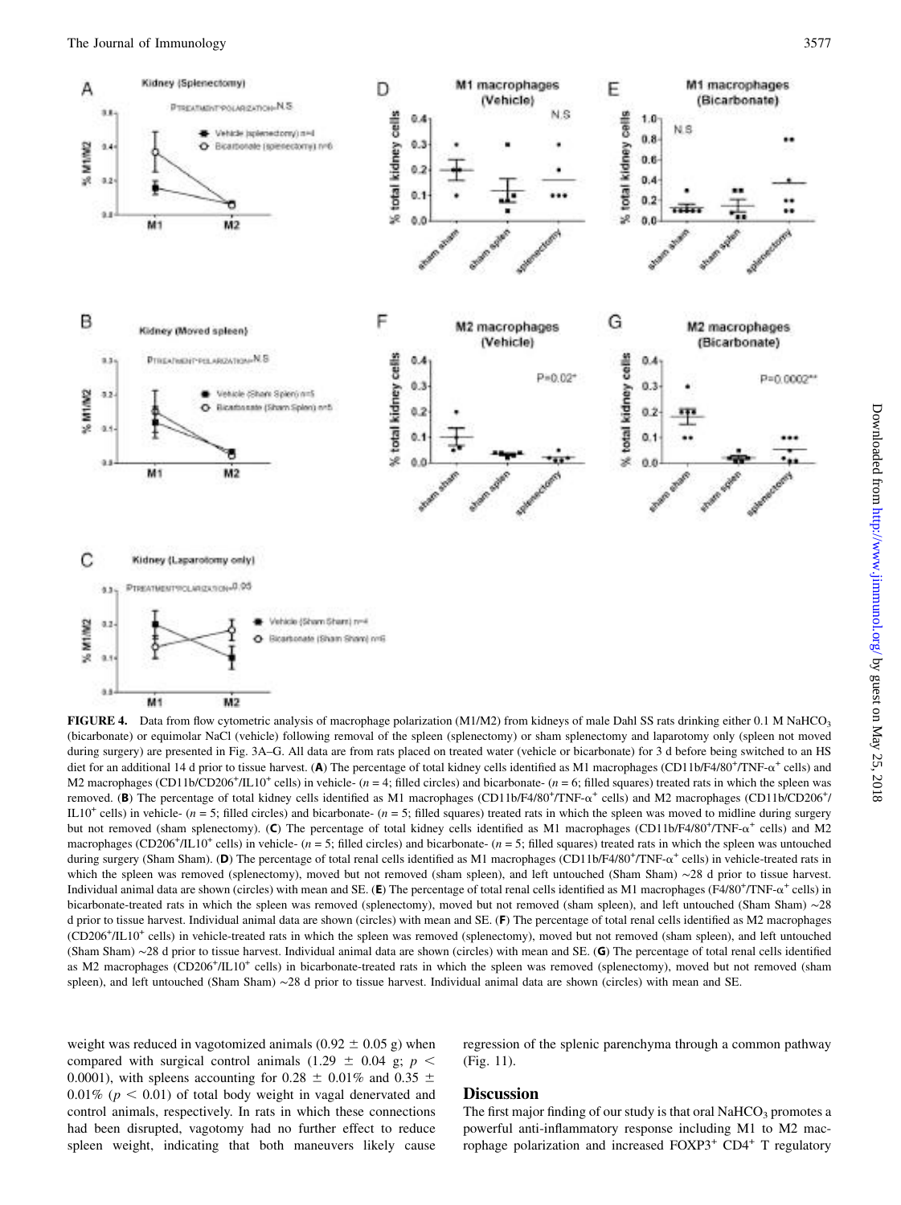**FIGURE 4.** Data from flow cytometric analysis of macrophage polarization (M1/M2) from kidneys of male Dahl SS rats drinking either 0.1 M $NaHCO_3$ (bicarbonate) or equimolar NaCl (vehicle) following removal of the spleen (splenectomy) or sham splenectomy and laparotomy only (spleen not moved during surgery) are presented in Fig. 3A–G. All data are from rats placed on treated water (vehicle or bicarbonate) for 3 d before being switched to an HS diet for an additional 14 d prior to tissue harvest. (**A**) The percentage of total kidney cells identified as M1 macrophages (CD11b/F4/80+/TNF-α+ cells) and M2 macrophages (CD11b/CD206+/IL10+ cells) in vehicle- ($n = 4$; filled circles) and bicarbonate- ($n = 6$; filled squares) treated rats in which the spleen was removed. (**B**) The percentage of total kidney cells identified as M1 macrophages (CD11b/F4/80+/TNF-α+ cells) and M2 macrophages (CD11b/CD206+/IL10+ cells) in vehicle- ($n = 5$; filled circles) and bicarbonate- ($n = 5$; filled squares) treated rats in which the spleen was moved to midline during surgery but not removed (sham splenectomy). (**C**) The percentage of total kidney cells identified as M1 macrophages (CD11b/F4/80+/TNF-α+ cells) and M2 macrophages (CD206+/IL10+ cells) in vehicle- ($n = 5$; filled circles) and bicarbonate- ($n = 5$; filled squares) treated rats in which the spleen was untouched during surgery (Sham Sham). (**D**) The percentage of total renal cells identified as M1 macrophages (CD11b/F4/80+/TNF-α+ cells) in vehicle-treated rats in which the spleen was removed (splenectomy), moved but not removed (sham spleen), and left untouched (Sham Sham) ∼28 d prior to tissue harvest. Individual animal data are shown (circles) with mean and SE. (**E**) The percentage of total renal cells identified as M1 macrophages (F4/80+/TNF-α+ cells) in bicarbonate-treated rats in which the spleen was removed (splenectomy), moved but not removed (sham spleen), and left untouched (Sham Sham) ∼28 d prior to tissue harvest. Individual animal data are shown (circles) with mean and SE. (**F**) The percentage of total renal cells identified as M2 macrophages (CD206+/IL10+ cells) in vehicle-treated rats in which the spleen was removed (splenectomy), moved but not removed (sham spleen), and left untouched (Sham Sham) ∼28 d prior to tissue harvest. Individual animal data are shown (circles) with mean and SE. (**G**) The percentage of total renal cells identified as M2 macrophages (CD206+/IL10+ cells) in bicarbonate-treated rats in which the spleen was removed (splenectomy), moved but not removed (sham spleen), and left untouched (Sham Sham) ∼28 d prior to tissue harvest. Individual animal data are shown (circles) with mean and SE.

weight was reduced in vagotomized animals (0.92 ± 0.05 g) when compared with surgical control animals (1.29 ± 0.04 g; $p < 0.0001$), with spleens accounting for 0.28 ± 0.01% and 0.35 ± 0.01% ($p < 0.01$) of total body weight in vagal denervated and control animals, respectively. In rats in which these connections had been disrupted, vagotomy had no further effect to reduce spleen weight, indicating that both maneuvers likely cause regression of the splenic parenchyma through a common pathway (Fig. 11).

## Discussion

The first major finding of our study is that oral $NaHCO_3$ promotes a powerful anti-inflammatory response including M1 to M2 macrophage polarization and increased FOXP3+ CD4+ T regulatory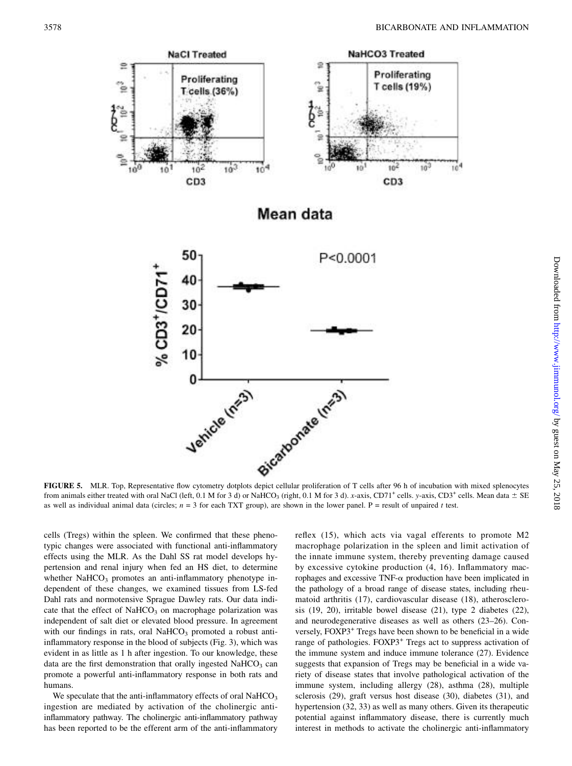**FIGURE 5.** MLR. Top, Representative flow cytometry dotplots depict cellular proliferation of T cells after 96 h of incubation with mixed splenocytes from animals either treated with oral NaCl (left, 0.1 M for 3 d) or $NaHCO_3$ (right, 0.1 M for 3 d). *x*-axis, $CD71^+$ cells. *y*-axis, $CD3^+$ cells. Mean data ± SE as well as individual animal data (circles; $n = 3$ for each TXT group), are shown in the lower panel. P = result of unpaired *t* test.

cells (Tregs) within the spleen. We confirmed that these phenotypic changes were associated with functional anti-inflammatory effects using the MLR. As the Dahl SS rat model develops hypertension and renal injury when fed an HS diet, to determine whether $NaHCO_3$ promotes an anti-inflammatory phenotype independent of these changes, we examined tissues from LS-fed Dahl rats and normotensive Sprague Dawley rats. Our data indicate that the effect of $NaHCO_3$ on macrophage polarization was independent of salt diet or elevated blood pressure. In agreement with our findings in rats, oral $NaHCO_3$ promoted a robust anti-inflammatory response in the blood of subjects (Fig. 3), which was evident in as little as 1 h after ingestion. To our knowledge, these data are the first demonstration that orally ingested $NaHCO_3$ can promote a powerful anti-inflammatory response in both rats and humans.

We speculate that the anti-inflammatory effects of oral $NaHCO_3$ ingestion are mediated by activation of the cholinergic anti-inflammatory pathway. The cholinergic anti-inflammatory pathway has been reported to be the efferent arm of the anti-inflammatory reflex (15), which acts via vagal efferents to promote M2 macrophage polarization in the spleen and limit activation of the innate immune system, thereby preventing damage caused by excessive cytokine production (4, 16). Inflammatory macrophages and excessive TNF-α production have been implicated in the pathology of a broad range of disease states, including rheumatoid arthritis (17), cardiovascular disease (18), atherosclerosis (19, 20), irritable bowel disease (21), type 2 diabetes (22), and neurodegenerative diseases as well as others (23–26). Conversely, $FOXP3^+$ Tregs have been shown to be beneficial in a wide range of pathologies. $FOXP3^+$ Tregs act to suppress activation of the immune system and induce immune tolerance (27). Evidence suggests that expansion of Tregs may be beneficial in a wide variety of disease states that involve pathological activation of the immune system, including allergy (28), asthma (28), multiple sclerosis (29), graft versus host disease (30), diabetes (31), and hypertension (32, 33) as well as many others. Given its therapeutic potential against inflammatory disease, there is currently much interest in methods to activate the cholinergic anti-inflammatory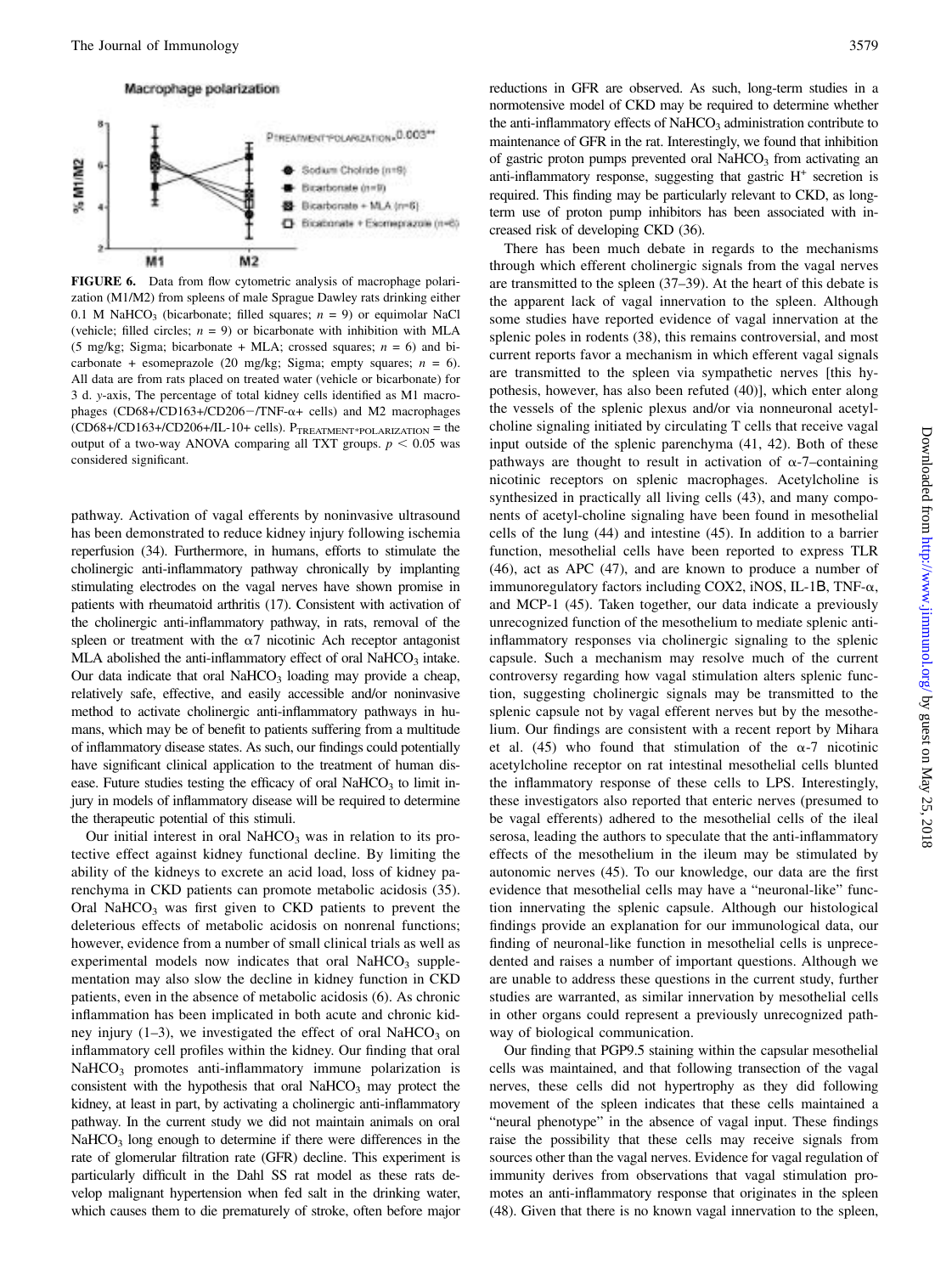FIGURE 6. Data from flow cytometric analysis of macrophage polarization (M1/M2) from spleens of male Sprague Dawley rats drinking either 0.1 M $NaHCO_3$ (bicarbonate; filled squares; $n = 9$) or equimolar NaCl (vehicle; filled circles; $n = 9$) or bicarbonate with inhibition with MLA (5 mg/kg; Sigma; bicarbonate + MLA; crossed squares; $n = 6$) and bicarbonate + esomeprazole (20 mg/kg; Sigma; empty squares; $n = 6$). All data are from rats placed on treated water (vehicle or bicarbonate) for 3 d. y-axis, The percentage of total kidney cells identified as M1 macrophages (CD68+/CD163+/CD206−/TNF-α+ cells) and M2 macrophages (CD68+/CD163+/CD206+/IL-10+ cells). $P_{TREATMENT*POLARIZATION}$ = the output of a two-way ANOVA comparing all TXT groups. $p < 0.05$ was considered significant.

pathway. Activation of vagal efferents by noninvasive ultrasound has been demonstrated to reduce kidney injury following ischemia reperfusion (34). Furthermore, in humans, efforts to stimulate the cholinergic anti-inflammatory pathway chronically by implanting stimulating electrodes on the vagal nerves have shown promise in patients with rheumatoid arthritis (17). Consistent with activation of the cholinergic anti-inflammatory pathway, in rats, removal of the spleen or treatment with the α7 nicotinic Ach receptor antagonist MLA abolished the anti-inflammatory effect of oral $NaHCO_3$ intake. Our data indicate that oral $NaHCO_3$ loading may provide a cheap, relatively safe, effective, and easily accessible and/or noninvasive method to activate cholinergic anti-inflammatory pathways in humans, which may be of benefit to patients suffering from a multitude of inflammatory disease states. As such, our findings could potentially have significant clinical application to the treatment of human disease. Future studies testing the efficacy of oral $NaHCO_3$ to limit injury in models of inflammatory disease will be required to determine the therapeutic potential of this stimuli.

Our initial interest in oral $NaHCO_3$ was in relation to its protective effect against kidney functional decline. By limiting the ability of the kidneys to excrete an acid load, loss of kidney parenchyma in CKD patients can promote metabolic acidosis (35). Oral $NaHCO_3$ was first given to CKD patients to prevent the deleterious effects of metabolic acidosis on nonrenal functions; however, evidence from a number of small clinical trials as well as experimental models now indicates that oral $NaHCO_3$ supplementation may also slow the decline in kidney function in CKD patients, even in the absence of metabolic acidosis (6). As chronic inflammation has been implicated in both acute and chronic kidney injury (1–3), we investigated the effect of oral $NaHCO_3$ on inflammatory cell profiles within the kidney. Our finding that oral $NaHCO_3$ promotes anti-inflammatory immune polarization is consistent with the hypothesis that oral $NaHCO_3$ may protect the kidney, at least in part, by activating a cholinergic anti-inflammatory pathway. In the current study we did not maintain animals on oral $NaHCO_3$ long enough to determine if there were differences in the rate of glomerular filtration rate (GFR) decline. This experiment is particularly difficult in the Dahl SS rat model as these rats develop malignant hypertension when fed salt in the drinking water, which causes them to die prematurely of stroke, often before major reductions in GFR are observed. As such, long-term studies in a normotensive model of CKD may be required to determine whether the anti-inflammatory effects of $NaHCO_3$ administration contribute to maintenance of GFR in the rat. Interestingly, we found that inhibition of gastric proton pumps prevented oral $NaHCO_3$ from activating an anti-inflammatory response, suggesting that gastric $H^+$ secretion is required. This finding may be particularly relevant to CKD, as long-term use of proton pump inhibitors has been associated with increased risk of developing CKD (36).

There has been much debate in regards to the mechanisms through which efferent cholinergic signals from the vagal nerves are transmitted to the spleen (37–39). At the heart of this debate is the apparent lack of vagal innervation to the spleen. Although some studies have reported evidence of vagal innervation at the splenic poles in rodents (38), this remains controversial, and most current reports favor a mechanism in which efferent vagal signals are transmitted to the spleen via sympathetic nerves [this hypothesis, however, has also been refuted (40)], which enter along the vessels of the splenic plexus and/or via nonneuronal acetylcholine signaling initiated by circulating T cells that receive vagal input outside of the splenic parenchyma (41, 42). Both of these pathways are thought to result in activation of α-7–containing nicotinic receptors on splenic macrophages. Acetylcholine is synthesized in practically all living cells (43), and many components of acetyl-choline signaling have been found in mesothelial cells of the lung (44) and intestine (45). In addition to a barrier function, mesothelial cells have been reported to express TLR (46), act as APC (47), and are known to produce a number of immunoregulatory factors including COX2, iNOS, IL-1B, TNF-α, and MCP-1 (45). Taken together, our data indicate a previously unrecognized function of the mesothelium to mediate splenic anti-inflammatory responses via cholinergic signaling to the splenic capsule. Such a mechanism may resolve much of the current controversy regarding how vagal stimulation alters splenic function, suggesting cholinergic signals may be transmitted to the splenic capsule not by vagal efferent nerves but by the mesothelium. Our findings are consistent with a recent report by Mihara et al. (45) who found that stimulation of the α-7 nicotinic acetylcholine receptor on rat intestinal mesothelial cells blunted the inflammatory response of these cells to LPS. Interestingly, these investigators also reported that enteric nerves (presumed to be vagal efferents) adhered to the mesothelial cells of the ileal serosa, leading the authors to speculate that the anti-inflammatory effects of the mesothelium in the ileum may be stimulated by autonomic nerves (45). To our knowledge, our data are the first evidence that mesothelial cells may have a "neuronal-like" function innervating the splenic capsule. Although our histological findings provide an explanation for our immunological data, our finding of neuronal-like function in mesothelial cells is unprecedented and raises a number of important questions. Although we are unable to address these questions in the current study, further studies are warranted, as similar innervation by mesothelial cells in other organs could represent a previously unrecognized pathway of biological communication.

Our finding that PGP9.5 staining within the capsular mesothelial cells was maintained, and that following transection of the vagal nerves, these cells did not hypertrophy as they did following movement of the spleen indicates that these cells maintained a "neural phenotype" in the absence of vagal input. These findings raise the possibility that these cells may receive signals from sources other than the vagal nerves. Evidence for vagal regulation of immunity derives from observations that vagal stimulation promotes an anti-inflammatory response that originates in the spleen (48). Given that there is no known vagal innervation to the spleen,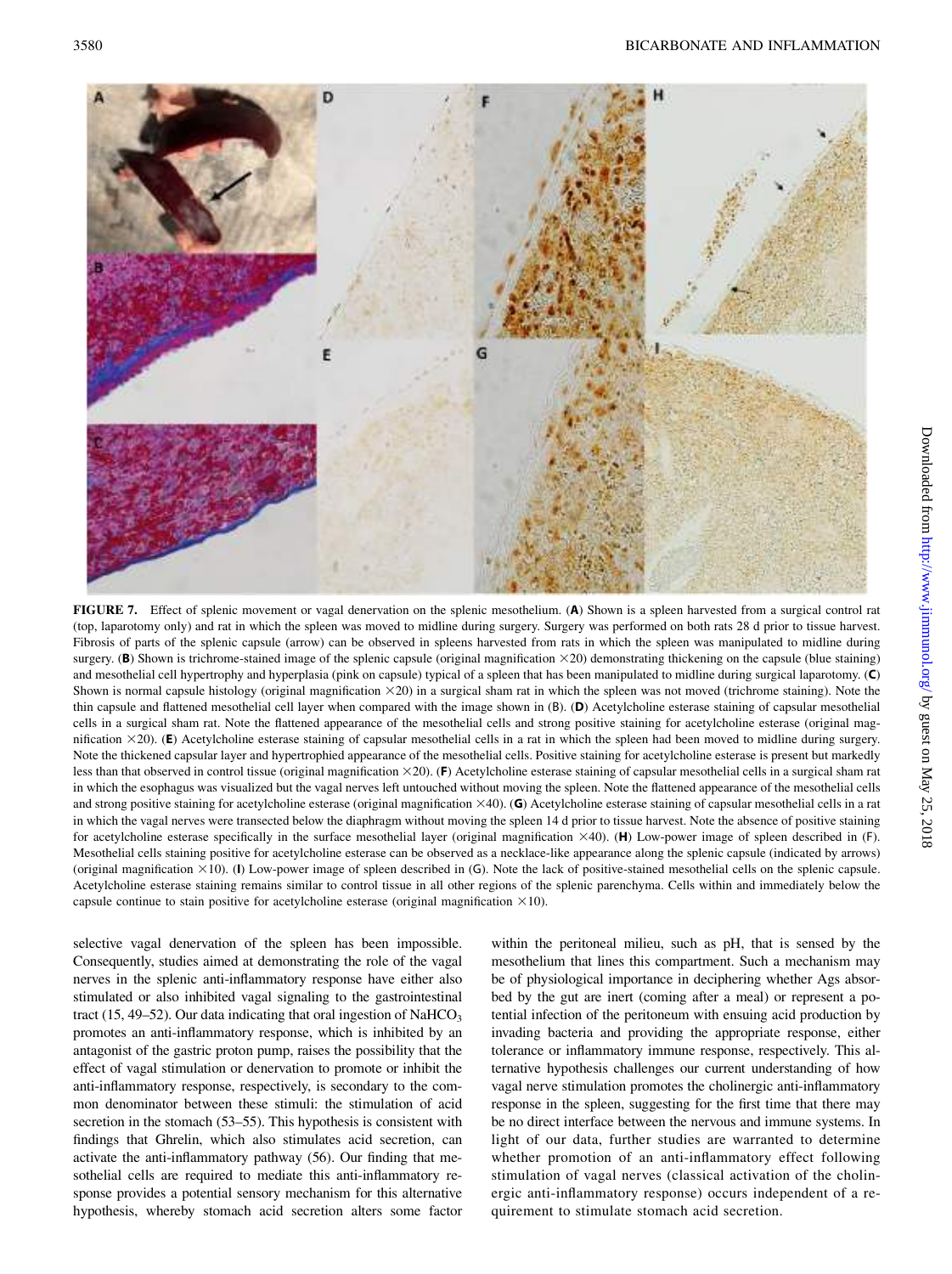**FIGURE 7.** Effect of splenic movement or vagal denervation on the splenic mesothelium. (**A**) Shown is a spleen harvested from a surgical control rat (top, laparotomy only) and rat in which the spleen was moved to midline during surgery. Surgery was performed on both rats 28 d prior to tissue harvest. Fibrosis of parts of the splenic capsule (arrow) can be observed in spleens harvested from rats in which the spleen was manipulated to midline during surgery. (**B**) Shown is trichrome-stained image of the splenic capsule (original magnification ×20) demonstrating thickening on the capsule (blue staining) and mesothelial cell hypertrophy and hyperplasia (pink on capsule) typical of a spleen that has been manipulated to midline during surgical laparotomy. (**C**) Shown is normal capsule histology (original magnification ×20) in a surgical sham rat in which the spleen was not moved (trichrome staining). Note the thin capsule and flattened mesothelial cell layer when compared with the image shown in (B). (**D**) Acetylcholine esterase staining of capsular mesothelial cells in a surgical sham rat. Note the flattened appearance of the mesothelial cells and strong positive staining for acetylcholine esterase (original magnification ×20). (**E**) Acetylcholine esterase staining of capsular mesothelial cells in a rat in which the spleen had been moved to midline during surgery. Note the thickened capsular layer and hypertrophied appearance of the mesothelial cells. Positive staining for acetylcholine esterase is present but markedly less than that observed in control tissue (original magnification ×20). (**F**) Acetylcholine esterase staining of capsular mesothelial cells in a surgical sham rat in which the esophagus was visualized but the vagal nerves left untouched without moving the spleen. Note the flattened appearance of the mesothelial cells and strong positive staining for acetylcholine esterase (original magnification ×40). (**G**) Acetylcholine esterase staining of capsular mesothelial cells in a rat in which the vagal nerves were transected below the diaphragm without moving the spleen 14 d prior to tissue harvest. Note the absence of positive staining for acetylcholine esterase specifically in the surface mesothelial layer (original magnification ×40). (**H**) Low-power image of spleen described in (F). Mesothelial cells staining positive for acetylcholine esterase can be observed as a necklace-like appearance along the splenic capsule (indicated by arrows) (original magnification ×10). (**I**) Low-power image of spleen described in (G). Note the lack of positive-stained mesothelial cells on the splenic capsule. Acetylcholine esterase staining remains similar to control tissue in all other regions of the splenic parenchyma. Cells within and immediately below the capsule continue to stain positive for acetylcholine esterase (original magnification ×10).

selective vagal denervation of the spleen has been impossible. Consequently, studies aimed at demonstrating the role of the vagal nerves in the splenic anti-inflammatory response have either also stimulated or also inhibited vagal signaling to the gastrointestinal tract (15, 49–52). Our data indicating that oral ingestion of $NaHCO_3$ promotes an anti-inflammatory response, which is inhibited by an antagonist of the gastric proton pump, raises the possibility that the effect of vagal stimulation or denervation to promote or inhibit the anti-inflammatory response, respectively, is secondary to the common denominator between these stimuli: the stimulation of acid secretion in the stomach (53–55). This hypothesis is consistent with findings that Ghrelin, which also stimulates acid secretion, can activate the anti-inflammatory pathway (56). Our finding that mesothelial cells are required to mediate this anti-inflammatory response provides a potential sensory mechanism for this alternative hypothesis, whereby stomach acid secretion alters some factor within the peritoneal milieu, such as pH, that is sensed by the mesothelium that lines this compartment. Such a mechanism may be of physiological importance in deciphering whether Ags absorbed by the gut are inert (coming after a meal) or represent a potential infection of the peritoneum with ensuing acid production by invading bacteria and providing the appropriate response, either tolerance or inflammatory immune response, respectively. This alternative hypothesis challenges our current understanding of how vagal nerve stimulation promotes the cholinergic anti-inflammatory response in the spleen, suggesting for the first time that there may be no direct interface between the nervous and immune systems. In light of our data, further studies are warranted to determine whether promotion of an anti-inflammatory effect following stimulation of vagal nerves (classical activation of the cholinergic anti-inflammatory response) occurs independent of a requirement to stimulate stomach acid secretion.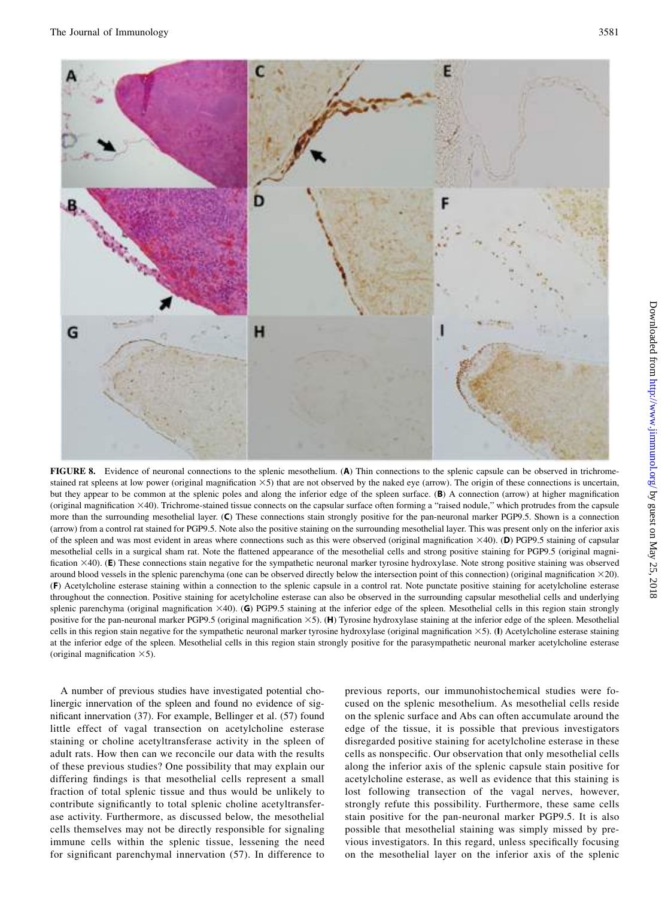**FIGURE 8.** Evidence of neuronal connections to the splenic mesothelium. (**A**) Thin connections to the splenic capsule can be observed in trichrome-stained rat spleens at low power (original magnification ×5) that are not observed by the naked eye (arrow). The origin of these connections is uncertain, but they appear to be common at the splenic poles and along the inferior edge of the spleen surface. (**B**) A connection (arrow) at higher magnification (original magnification ×40). Trichrome-stained tissue connects on the capsular surface often forming a "raised nodule," which protrudes from the capsule more than the surrounding mesothelial layer. (**C**) These connections stain strongly positive for the pan-neuronal marker PGP9.5. Shown is a connection (arrow) from a control rat stained for PGP9.5. Note also the positive staining on the surrounding mesothelial layer. This was present only on the inferior axis of the spleen and was most evident in areas where connections such as this were observed (original magnification ×40). (**D**) PGP9.5 staining of capsular mesothelial cells in a surgical sham rat. Note the flattened appearance of the mesothelial cells and strong positive staining for PGP9.5 (original magnification ×40). (**E**) These connections stain negative for the sympathetic neuronal marker tyrosine hydroxylase. Note strong positive staining was observed around blood vessels in the splenic parenchyma (one can be observed directly below the intersection point of this connection) (original magnification ×20). (**F**) Acetylcholine esterase staining within a connection to the splenic capsule in a control rat. Note punctate positive staining for acetylcholine esterase throughout the connection. Positive staining for acetylcholine esterase can also be observed in the surrounding capsular mesothelial cells and underlying splenic parenchyma (original magnification ×40). (**G**) PGP9.5 staining at the inferior edge of the spleen. Mesothelial cells in this region stain strongly positive for the pan-neuronal marker PGP9.5 (original magnification ×5). (**H**) Tyrosine hydroxylase staining at the inferior edge of the spleen. Mesothelial cells in this region stain negative for the sympathetic neuronal marker tyrosine hydroxylase (original magnification ×5). (**I**) Acetylcholine esterase staining at the inferior edge of the spleen. Mesothelial cells in this region stain strongly positive for the parasympathetic neuronal marker acetylcholine esterase (original magnification ×5).

A number of previous studies have investigated potential cholinergic innervation of the spleen and found no evidence of significant innervation (37). For example, Bellinger et al. (57) found little effect of vagal transection on acetylcholine esterase staining or choline acetyltransferase activity in the spleen of adult rats. How then can we reconcile our data with the results of these previous studies? One possibility that may explain our differing findings is that mesothelial cells represent a small fraction of total splenic tissue and thus would be unlikely to contribute significantly to total splenic choline acetyltransferase activity. Furthermore, as discussed below, the mesothelial cells themselves may not be directly responsible for signaling immune cells within the splenic tissue, lessening the need for significant parenchymal innervation (57). In difference to previous reports, our immunohistochemical studies were focused on the splenic mesothelium. As mesothelial cells reside on the splenic surface and Abs can often accumulate around the edge of the tissue, it is possible that previous investigators disregarded positive staining for acetylcholine esterase in these cells as nonspecific. Our observation that only mesothelial cells along the inferior axis of the splenic capsule stain positive for acetylcholine esterase, as well as evidence that this staining is lost following transection of the vagal nerves, however, strongly refute this possibility. Furthermore, these same cells stain positive for the pan-neuronal marker PGP9.5. It is also possible that mesothelial staining was simply missed by previous investigators. In this regard, unless specifically focusing on the mesothelial layer on the inferior axis of the splenic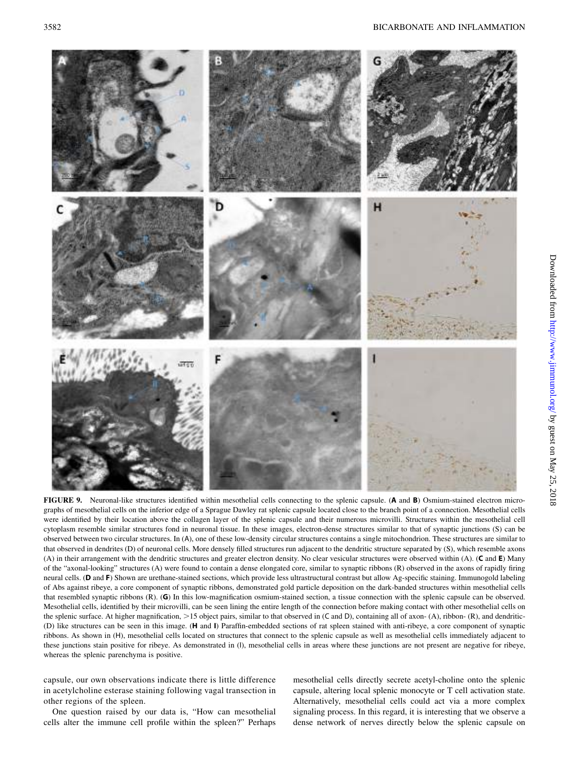**FIGURE 9.** Neuronal-like structures identified within mesothelial cells connecting to the splenic capsule. (**A** and **B**) Osmium-stained electron micrographs of mesothelial cells on the inferior edge of a Sprague Dawley rat splenic capsule located close to the branch point of a connection. Mesothelial cells were identified by their location above the collagen layer of the splenic capsule and their numerous microvilli. Structures within the mesothelial cell cytoplasm resemble similar structures fond in neuronal tissue. In these images, electron-dense structures similar to that of synaptic junctions (S) can be observed between two circular structures. In (A), one of these low-density circular structures contains a single mitochondrion. These structures are similar to that observed in dendrites (D) of neuronal cells. More densely filled structures run adjacent to the dendritic structure separated by (S), which resemble axons (A) in their arrangement with the dendritic structures and greater electron density. No clear vesicular structures were observed within (A). (**C** and **E**) Many of the "axonal-looking" structures (A) were found to contain a dense elongated core, similar to synaptic ribbons (R) observed in the axons of rapidly firing neural cells. (**D** and **F**) Shown are urethane-stained sections, which provide less ultrastructural contrast but allow Ag-specific staining. Immunogold labeling of Abs against ribeye, a core component of synaptic ribbons, demonstrated gold particle deposition on the dark-banded structures within mesothelial cells that resembled synaptic ribbons (R). (**G**) In this low-magnification osmium-stained section, a tissue connection with the splenic capsule can be observed. Mesothelial cells, identified by their microvilli, can be seen lining the entire length of the connection before making contact with other mesothelial cells on the splenic surface. At higher magnification, >15 object pairs, similar to that observed in (C and D), containing all of axon- (A), ribbon- (R), and dendritic- (D) like structures can be seen in this image. (**H** and **I**) Paraffin-embedded sections of rat spleen stained with anti-ribeye, a core component of synaptic ribbons. As shown in (H), mesothelial cells located on structures that connect to the splenic capsule as well as mesothelial cells immediately adjacent to these junctions stain positive for ribeye. As demonstrated in (I), mesothelial cells in areas where these junctions are not present are negative for ribeye, whereas the splenic parenchyma is positive.

capsule, our own observations indicate there is little difference in acetylcholine esterase staining following vagal transection in other regions of the spleen.

One question raised by our data is, "How can mesothelial cells alter the immune cell profile within the spleen?" Perhaps mesothelial cells directly secrete acetyl-choline onto the splenic capsule, altering local splenic monocyte or T cell activation state. Alternatively, mesothelial cells could act via a more complex signaling process. In this regard, it is interesting that we observe a dense network of nerves directly below the splenic capsule on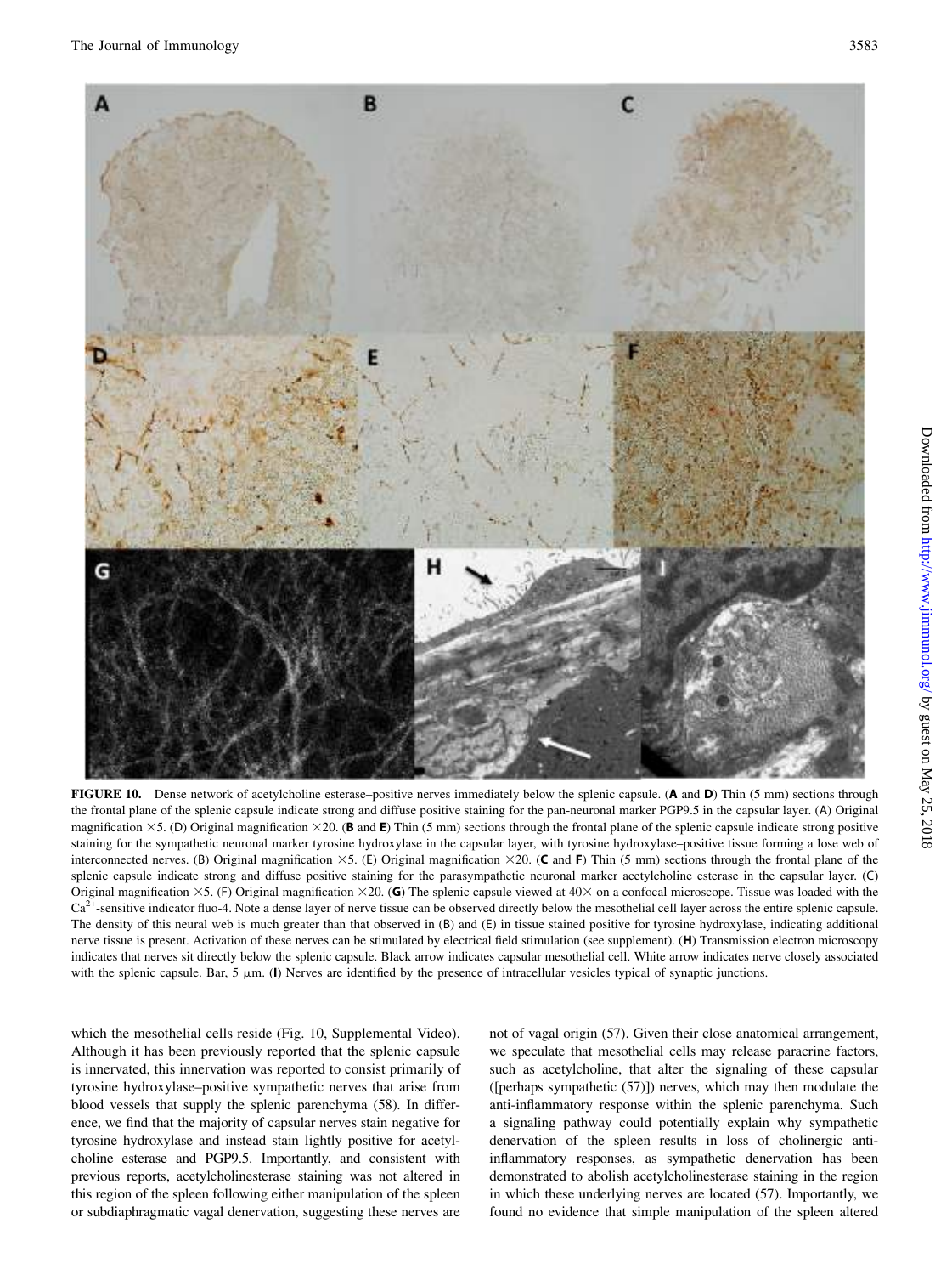**FIGURE 10.** Dense network of acetylcholine esterase–positive nerves immediately below the splenic capsule. (**A** and **D**) Thin (5 mm) sections through the frontal plane of the splenic capsule indicate strong and diffuse positive staining for the pan-neuronal marker PGP9.5 in the capsular layer. (A) Original magnification ×5. (D) Original magnification ×20. (**B** and **E**) Thin (5 mm) sections through the frontal plane of the splenic capsule indicate strong positive staining for the sympathetic neuronal marker tyrosine hydroxylase in the capsular layer, with tyrosine hydroxylase–positive tissue forming a lose web of interconnected nerves. (B) Original magnification ×5. (E) Original magnification ×20. (**C** and **F**) Thin (5 mm) sections through the frontal plane of the splenic capsule indicate strong and diffuse positive staining for the parasympathetic neuronal marker acetylcholine esterase in the capsular layer. (C) Original magnification ×5. (F) Original magnification ×20. (**G**) The splenic capsule viewed at 40× on a confocal microscope. Tissue was loaded with the $Ca^{2+}$-sensitive indicator fluo-4. Note a dense layer of nerve tissue can be observed directly below the mesothelial cell layer across the entire splenic capsule. The density of this neural web is much greater than that observed in (B) and (E) in tissue stained positive for tyrosine hydroxylase, indicating additional nerve tissue is present. Activation of these nerves can be stimulated by electrical field stimulation (see supplement). (**H**) Transmission electron microscopy indicates that nerves sit directly below the splenic capsule. Black arrow indicates capsular mesothelial cell. White arrow indicates nerve closely associated with the splenic capsule. Bar, 5 μm. (**I**) Nerves are identified by the presence of intracellular vesicles typical of synaptic junctions.

which the mesothelial cells reside (Fig. 10, Supplemental Video). Although it has been previously reported that the splenic capsule is innervated, this innervation was reported to consist primarily of tyrosine hydroxylase–positive sympathetic nerves that arise from blood vessels that supply the splenic parenchyma (58). In difference, we find that the majority of capsular nerves stain negative for tyrosine hydroxylase and instead stain lightly positive for acetylcholine esterase and PGP9.5. Importantly, and consistent with previous reports, acetylcholinesterase staining was not altered in this region of the spleen following either manipulation of the spleen or subdiaphragmatic vagal denervation, suggesting these nerves are not of vagal origin (57). Given their close anatomical arrangement, we speculate that mesothelial cells may release paracrine factors, such as acetylcholine, that alter the signaling of these capsular ([perhaps sympathetic (57)]) nerves, which may then modulate the anti-inflammatory response within the splenic parenchyma. Such a signaling pathway could potentially explain why sympathetic denervation of the spleen results in loss of cholinergic anti-inflammatory responses, as sympathetic denervation has been demonstrated to abolish acetylcholinesterase staining in the region in which these underlying nerves are located (57). Importantly, we found no evidence that simple manipulation of the spleen altered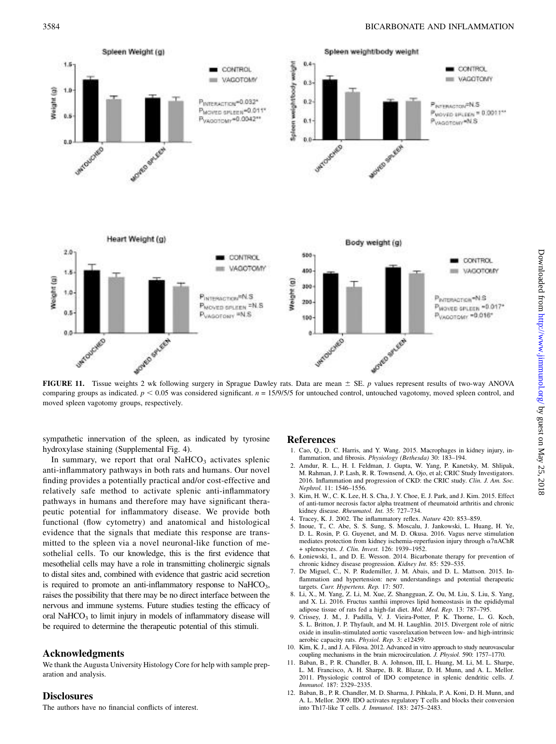**FIGURE 11.** Tissue weights 2 wk following surgery in Sprague Dawley rats. Data are mean ± SE. *p* values represent results of two-way ANOVA comparing groups as indicated. $p < 0.05$ was considered significant. $n$ = 15/9/5/5 for untouched control, untouched vagotomy, moved spleen control, and moved spleen vagotomy groups, respectively.

sympathetic innervation of the spleen, as indicated by tyrosine hydroxylase staining (Supplemental Fig. 4).

In summary, we report that oral $NaHCO_3$ activates splenic anti-inflammatory pathways in both rats and humans. Our novel finding provides a potentially practical and/or cost-effective and relatively safe method to activate splenic anti-inflammatory pathways in humans and therefore may have significant therapeutic potential for inflammatory disease. We provide both functional (flow cytometry) and anatomical and histological evidence that the signals that mediate this response are transmitted to the spleen via a novel neuronal-like function of mesothelial cells. To our knowledge, this is the first evidence that mesothelial cells may have a role in transmitting cholinergic signals to distal sites and, combined with evidence that gastric acid secretion is required to promote an anti-inflammatory response to $NaHCO_3$, raises the possibility that there may be no direct interface between the nervous and immune systems. Future studies testing the efficacy of oral $NaHCO_3$ to limit injury in models of inflammatory disease will be required to determine the therapeutic potential of this stimuli.

## Acknowledgments

We thank the Augusta University Histology Core for help with sample preparation and analysis.

## Disclosures

The authors have no financial conflicts of interest.

## References

1. Cao, Q., D. C. Harris, and Y. Wang. 2015. Macrophages in kidney injury, inflammation, and fibrosis. *Physiology (Bethesda)* 30: 183–194.
2. Amdur, R. L., H. I. Feldman, J. Gupta, W. Yang, P. Kanetsky, M. Shlipak, M. Rahman, J. P. Lash, R. R. Townsend, A. Ojo, et al; CRIC Study Investigators. 2016. Inflammation and progression of CKD: the CRIC study. *Clin. J. Am. Soc. Nephrol.* 11: 1546–1556.
3. Kim, H. W., C. K. Lee, H. S. Cha, J. Y. Choe, E. J. Park, and J. Kim. 2015. Effect of anti-tumor necrosis factor alpha treatment of rheumatoid arthritis and chronic kidney disease. *Rheumatol. Int.* 35: 727–734.
4. Tracey, K. J. 2002. The inflammatory reflex. *Nature* 420: 853–859.
5. Inoue, T., C. Abe, S. S. Sung, S. Moscalu, J. Jankowski, L. Huang, H. Ye, D. L. Rosin, P. G. Guyenet, and M. D. Okusa. 2016. Vagus nerve stimulation mediates protection from kidney ischemia-reperfusion injury through α7nAChR + splenocytes. *J. Clin. Invest.* 126: 1939–1952.
6. Łoniewski, I., and D. E. Wesson. 2014. Bicarbonate therapy for prevention of chronic kidney disease progression. *Kidney Int.* 85: 529–535.
7. De Miguel, C., N. P. Rudemiller, J. M. Abais, and D. L. Mattson. 2015. Inflammation and hypertension: new understandings and potential therapeutic targets. *Curr. Hypertens. Rep.* 17: 507.
8. Li, X., M. Yang, Z. Li, M. Xue, Z. Shangguan, Z. Ou, M. Liu, S. Liu, S. Yang, and X. Li. 2016. Fructus xanthii improves lipid homeostasis in the epididymal adipose tissue of rats fed a high-fat diet. *Mol. Med. Rep.* 13: 787–795.
9. Crissey, J. M., J. Padilla, V. J. Vieira-Potter, P. K. Thorne, L. G. Koch, S. L. Britton, J. P. Thyfault, and M. H. Laughlin. 2015. Divergent role of nitric oxide in insulin-stimulated aortic vasorelaxation between low- and high-intrinsic aerobic capacity rats. *Physiol. Rep.* 3: e12459.
10. Kim, K. J., and J. A. Filosa. 2012. Advanced in vitro approach to study neurovascular coupling mechanisms in the brain microcirculation. *J. Physiol.* 590: 1757–1770.
11. Baban, B., P. R. Chandler, B. A. Johnson, III, L. Huang, M. Li, M. L. Sharpe, L. M. Francisco, A. H. Sharpe, B. R. Blazar, D. H. Munn, and A. L. Mellor. 2011. Physiologic control of IDO competence in splenic dendritic cells. *J. Immunol.* 187: 2329–2335.
12. Baban, B., P. R. Chandler, M. D. Sharma, J. Pihkala, P. A. Koni, D. H. Munn, and A. L. Mellor. 2009. IDO activates regulatory T cells and blocks their conversion into Th17-like T cells. *J. Immunol.* 183: 2475–2483.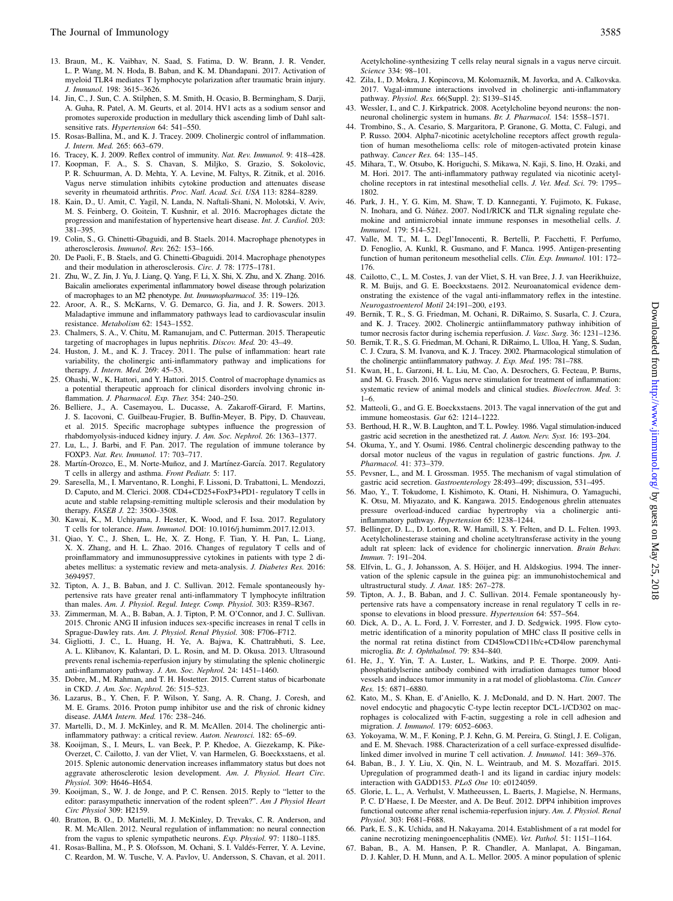13. Braun, M., K. Vaibhav, N. Saad, S. Fatima, D. W. Brann, J. R. Vender, L. P. Wang, M. N. Hoda, B. Baban, and K. M. Dhandapani. 2017. Activation of myeloid TLR4 mediates T lymphocyte polarization after traumatic brain injury. *J. Immunol.* 198: 3615–3626.
14. Jin, C., J. Sun, C. A. Stilphen, S. M. Smith, H. Ocasio, B. Bermingham, S. Darji, A. Guha, R. Patel, A. M. Geurts, et al. 2014. HV1 acts as a sodium sensor and promotes superoxide production in medullary thick ascending limb of Dahl salt-sensitive rats. *Hypertension* 64: 541–550.
15. Rosas-Ballina, M., and K. J. Tracey. 2009. Cholinergic control of inflammation. *J. Intern. Med.* 265: 663–679.
16. Tracey, K. J. 2009. Reflex control of immunity. *Nat. Rev. Immunol.* 9: 418–428.
17. Koopman, F. A., S. S. Chavan, S. Miljko, S. Grazio, S. Sokolovic, P. R. Schuurman, A. D. Mehta, Y. A. Levine, M. Faltys, R. Zitnik, et al. 2016. Vagus nerve stimulation inhibits cytokine production and attenuates disease severity in rheumatoid arthritis. *Proc. Natl. Acad. Sci. USA* 113: 8284–8289.
18. Kain, D., U. Amit, C. Yagil, N. Landa, N. Naftali-Shani, N. Molotski, V. Aviv, M. S. Feinberg, O. Goitein, T. Kushnir, et al. 2016. Macrophages dictate the progression and manifestation of hypertensive heart disease. *Int. J. Cardiol.* 203: 381–395.
19. Colin, S., G. Chinetti-Gbaguidi, and B. Staels. 2014. Macrophage phenotypes in atherosclerosis. *Immunol. Rev.* 262: 153–166.
20. De Paoli, F., B. Staels, and G. Chinetti-Gbaguidi. 2014. Macrophage phenotypes and their modulation in atherosclerosis. *Circ. J.* 78: 1775–1781.
21. Zhu, W., Z. Jin, J. Yu, J. Liang, Q. Yang, F. Li, X. Shi, X. Zhu, and X. Zhang. 2016. Baicalin ameliorates experimental inflammatory bowel disease through polarization of macrophages to an M2 phenotype. *Int. Immunopharmacol.* 35: 119–126.
22. Aroor, A. R., S. McKarns, V. G. Demarco, G. Jia, and J. R. Sowers. 2013. Maladaptive immune and inflammatory pathways lead to cardiovascular insulin resistance. *Metabolism* 62: 1543–1552.
23. Chalmers, S. A., V. Chitu, M. Ramanujam, and C. Putterman. 2015. Therapeutic targeting of macrophages in lupus nephritis. *Discov. Med.* 20: 43–49.
24. Huston, J. M., and K. J. Tracey. 2011. The pulse of inflammation: heart rate variability, the cholinergic anti-inflammatory pathway and implications for therapy. *J. Intern. Med.* 269: 45–53.
25. Ohashi, W., K. Hattori, and Y. Hattori. 2015. Control of macrophage dynamics as a potential therapeutic approach for clinical disorders involving chronic inflammation. *J. Pharmacol. Exp. Ther.* 354: 240–250.
26. Belliere, J., A. Casemayou, L. Ducasse, A. Zakaroff-Girard, F. Martins, J. S. Iacovoni, C. Guilbeau-Frugier, B. Buffin-Meyer, B. Pipy, D. Chauveau, et al. 2015. Specific macrophage subtypes influence the progression of rhabdomyolysis-induced kidney injury. *J. Am. Soc. Nephrol.* 26: 1363–1377.
27. Lu, L., J. Barbi, and F. Pan. 2017. The regulation of immune tolerance by FOXP3. *Nat. Rev. Immunol.* 17: 703–717.
28. Martín-Orozco, E., M. Norte-Muñoz, and J. Martínez-García. 2017. Regulatory T cells in allergy and asthma. *Front Pediatr.* 5: 117.
29. Saresella, M., I. Marventano, R. Longhi, F. Lissoni, D. Trabattoni, L. Mendozzi, D. Caputo, and M. Clerici. 2008. CD4+CD25+FoxP3+PD1- regulatory T cells in acute and stable relapsing-remitting multiple sclerosis and their modulation by therapy. *FASEB J.* 22: 3500–3508.
30. Kawai, K., M. Uchiyama, J. Hester, K. Wood, and F. Issa. 2017. Regulatory T cells for tolerance. *Hum. Immunol.* DOI: 10.1016/j.humimm.2017.12.013.
31. Qiao, Y. C., J. Shen, L. He, X. Z. Hong, F. Tian, Y. H. Pan, L. Liang, X. X. Zhang, and H. L. Zhao. 2016. Changes of regulatory T cells and of proinflammatory and immunosuppressive cytokines in patients with type 2 diabetes mellitus: a systematic review and meta-analysis. *J. Diabetes Res.* 2016: 3694957.
32. Tipton, A. J., B. Baban, and J. C. Sullivan. 2012. Female spontaneously hypertensive rats have greater renal anti-inflammatory T lymphocyte infiltration than males. *Am. J. Physiol. Regul. Integr. Comp. Physiol.* 303: R359–R367.
33. Zimmerman, M. A., B. Baban, A. J. Tipton, P. M. O'Connor, and J. C. Sullivan. 2015. Chronic ANG II infusion induces sex-specific increases in renal T cells in Sprague-Dawley rats. *Am. J. Physiol. Renal Physiol.* 308: F706–F712.
34. Gigliotti, J. C., L. Huang, H. Ye, A. Bajwa, K. Chattrabhuti, S. Lee, A. L. Klibanov, K. Kalantari, D. L. Rosin, and M. D. Okusa. 2013. Ultrasound prevents renal ischemia-reperfusion injury by stimulating the splenic cholinergic anti-inflammatory pathway. *J. Am. Soc. Nephrol.* 24: 1451–1460.
35. Dobre, M., M. Rahman, and T. H. Hostetter. 2015. Current status of bicarbonate in CKD. *J. Am. Soc. Nephrol.* 26: 515–523.
36. Lazarus, B., Y. Chen, F. P. Wilson, Y. Sang, A. R. Chang, J. Coresh, and M. E. Grams. 2016. Proton pump inhibitor use and the risk of chronic kidney disease. *JAMA Intern. Med.* 176: 238–246.
37. Martelli, D., M. J. McKinley, and R. M. McAllen. 2014. The cholinergic anti-inflammatory pathway: a critical review. *Auton. Neurosci.* 182: 65–69.
38. Kooijman, S., I. Meurs, L. van Beek, P. P. Khedoe, A. Giezekamp, K. Pike-Overzet, C. Cailotto, J. van der Vliet, V. van Harmelen, G. Boeckxstaens, et al. 2015. Splenic autonomic denervation increases inflammatory status but does not aggravate atherosclerotic lesion development. *Am. J. Physiol. Heart Circ. Physiol.* 309: H646–H654.
39. Kooijman, S., W. J. de Jonge, and P. C. Rensen. 2015. Reply to "letter to the editor: parasympathetic innervation of the rodent spleen?". *Am J Physiol Heart Circ Physiol* 309: H2159.
40. Bratton, B. O., D. Martelli, M. J. McKinley, D. Trevaks, C. R. Anderson, and R. M. McAllen. 2012. Neural regulation of inflammation: no neural connection from the vagus to splenic sympathetic neurons. *Exp. Physiol.* 97: 1180–1185.
41. Rosas-Ballina, M., P. S. Olofsson, M. Ochani, S. I. Valdés-Ferrer, Y. A. Levine, C. Reardon, M. W. Tusche, V. A. Pavlov, U. Andersson, S. Chavan, et al. 2011. Acetylcholine-synthesizing T cells relay neural signals in a vagus nerve circuit. *Science* 334: 98–101.
42. Zila, I., D. Mokra, J. Kopincova, M. Kolomaznik, M. Javorka, and A. Calkovska. 2017. Vagal-immune interactions involved in cholinergic anti-inflammatory pathway. *Physiol. Res.* 66(Suppl. 2): S139–S145.
43. Wessler, I., and C. J. Kirkpatrick. 2008. Acetylcholine beyond neurons: the non-neuronal cholinergic system in humans. *Br. J. Pharmacol.* 154: 1558–1571.
44. Trombino, S., A. Cesario, S. Margaritora, P. Granone, G. Motta, C. Falugi, and P. Russo. 2004. Alpha7-nicotinic acetylcholine receptors affect growth regulation of human mesothelioma cells: role of mitogen-activated protein kinase pathway. *Cancer Res.* 64: 135–145.
45. Mihara, T., W. Otsubo, K. Horiguchi, S. Mikawa, N. Kaji, S. Iino, H. Ozaki, and M. Hori. 2017. The anti-inflammatory pathway regulated via nicotinic acetylcholine receptors in rat intestinal mesothelial cells. *J. Vet. Med. Sci.* 79: 1795–1802.
46. Park, J. H., Y. G. Kim, M. Shaw, T. D. Kanneganti, Y. Fujimoto, K. Fukase, N. Inohara, and G. Núñez. 2007. Nod1/RICK and TLR signaling regulate chemokine and antimicrobial innate immune responses in mesothelial cells. *J. Immunol.* 179: 514–521.
47. Valle, M. T., M. L. Degl'Innocenti, R. Bertelli, P. Facchetti, F. Perfumo, D. Fenoglio, A. Kunkl, R. Gusmano, and F. Manca. 1995. Antigen-presenting function of human peritoneum mesothelial cells. *Clin. Exp. Immunol.* 101: 172–176.
48. Cailotto, C., L. M. Costes, J. van der Vliet, S. H. van Bree, J. J. van Heerikhuize, R. M. Buijs, and G. E. Boeckxstaens. 2012. Neuroanatomical evidence demonstrating the existence of the vagal anti-inflammatory reflex in the intestine. *Neurogastroenterol Motil* 24:191–200, e193.
49. Bernik, T. R., S. G. Friedman, M. Ochani, R. DiRaimo, S. Susarla, C. J. Czura, and K. J. Tracey. 2002. Cholinergic antiinflammatory pathway inhibition of tumor necrosis factor during ischemia reperfusion. *J. Vasc. Surg.* 36: 1231–1236.
50. Bernik, T. R., S. G. Friedman, M. Ochani, R. DiRaimo, L. Ulloa, H. Yang, S. Sudan, C. J. Czura, S. M. Ivanova, and K. J. Tracey. 2002. Pharmacological stimulation of the cholinergic antiinflammatory pathway. *J. Exp. Med.* 195: 781–788.
51. Kwan, H., L. Garzoni, H. L. Liu, M. Cao, A. Desrochers, G. Fecteau, P. Burns, and M. G. Frasch. 2016. Vagus nerve stimulation for treatment of inflammation: systematic review of animal models and clinical studies. *Bioelectron. Med.* 3: 1–6.
52. Matteoli, G., and G. E. Boeckxstaens. 2013. The vagal innervation of the gut and immune homeostasis. *Gut* 62: 1214–1222.
53. Berthoud, H. R., W. B. Laughton, and T. L. Powley. 1986. Vagal stimulation-induced gastric acid secretion in the anesthetized rat. *J. Auton. Nerv. Syst.* 16: 193–204.
54. Okuma, Y., and Y. Osumi. 1986. Central cholinergic descending pathway to the dorsal motor nucleus of the vagus in regulation of gastric functions. *Jpn. J. Pharmacol.* 41: 373–379.
55. Pevsner, L., and M. I. Grossman. 1955. The mechanism of vagal stimulation of gastric acid secretion. *Gastroenterology* 28:493–499; discussion, 531–495.
56. Mao, Y., T. Tokudome, I. Kishimoto, K. Otani, H. Nishimura, O. Yamaguchi, K. Otsu, M. Miyazato, and K. Kangawa. 2015. Endogenous ghrelin attenuates pressure overload-induced cardiac hypertrophy via a cholinergic anti-inflammatory pathway. *Hypertension* 65: 1238–1244.
57. Bellinger, D. L., D. Lorton, R. W. Hamill, S. Y. Felten, and D. L. Felten. 1993. Acetylcholinesterase staining and choline acetyltransferase activity in the young adult rat spleen: lack of evidence for cholinergic innervation. *Brain Behav. Immun.* 7: 191–204.
58. Elfvin, L. G., J. Johansson, A. S. Höijer, and H. Aldskogius. 1994. The innervation of the splenic capsule in the guinea pig: an immunohistochemical and ultrastructural study. *J. Anat.* 185: 267–278.
59. Tipton, A. J., B. Baban, and J. C. Sullivan. 2014. Female spontaneously hypertensive rats have a compensatory increase in renal regulatory T cells in response to elevations in blood pressure. *Hypertension* 64: 557–564.
60. Dick, A. D., A. L. Ford, J. V. Forrester, and J. D. Sedgwick. 1995. Flow cytometric identification of a minority population of MHC class II positive cells in the normal rat retina distinct from CD45lowCD11b/c+CD4low parenchymal microglia. *Br. J. Ophthalmol.* 79: 834–840.
61. He, J., Y. Yin, T. A. Luster, L. Watkins, and P. E. Thorpe. 2009. Antiphosphatidylserine antibody combined with irradiation damages tumor blood vessels and induces tumor immunity in a rat model of glioblastoma. *Clin. Cancer Res.* 15: 6871–6880.
62. Kato, M., S. Khan, E. d'Aniello, K. J. McDonald, and D. N. Hart. 2007. The novel endocytic and phagocytic C-type lectin receptor DCL-1/CD302 on macrophages is colocalized with F-actin, suggesting a role in cell adhesion and migration. *J. Immunol.* 179: 6052–6063.
63. Yokoyama, W. M., F. Koning, P. J. Kehn, G. M. Pereira, G. Stingl, J. E. Coligan, and E. M. Shevach. 1988. Characterization of a cell surface-expressed disulfide-linked dimer involved in murine T cell activation. *J. Immunol.* 141: 369–376.
64. Baban, B., J. Y. Liu, X. Qin, N. L. Weintraub, and M. S. Mozaffari. 2015. Upregulation of programmed death-1 and its ligand in cardiac injury models: interaction with GADD153. *PLoS One* 10: e0124059.
65. Glorie, L. L., A. Verhulst, V. Matheeussen, L. Baerts, J. Magielse, N. Hermans, P. C. D'Haese, I. De Meester, and A. De Beuf. 2012. DPP4 inhibition improves functional outcome after renal ischemia-reperfusion injury. *Am. J. Physiol. Renal Physiol.* 303: F681–F688.
66. Park, E. S., K. Uchida, and H. Nakayama. 2014. Establishment of a rat model for canine necrotizing meningoencephalitis (NME). *Vet. Pathol.* 51: 1151–1164.
67. Baban, B., A. M. Hansen, P. R. Chandler, A. Manlapat, A. Bingaman, D. J. Kahler, D. H. Munn, and A. L. Mellor. 2005. A minor population of splenic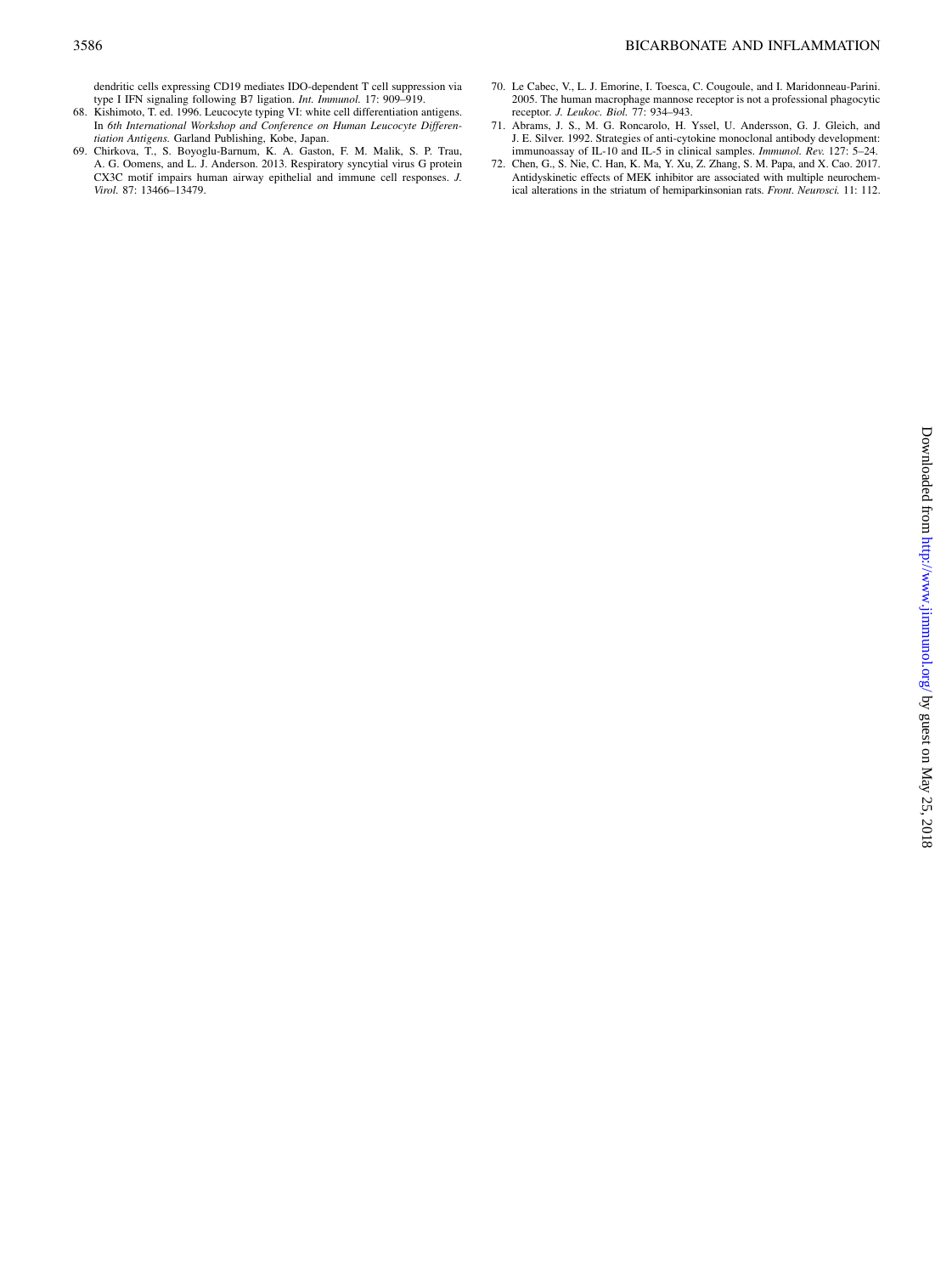dendritic cells expressing CD19 mediates IDO-dependent T cell suppression via type I IFN signaling following B7 ligation. *Int. Immunol.* 17: 909–919.

68. Kishimoto, T. ed. 1996. Leucocyte typing VI: white cell differentiation antigens. In *6th International Workshop and Conference on Human Leucocyte Differentiation Antigens.* Garland Publishing, Kobe, Japan.
69. Chirkova, T., S. Boyoglu-Barnum, K. A. Gaston, F. M. Malik, S. P. Trau, A. G. Oomens, and L. J. Anderson. 2013. Respiratory syncytial virus G protein CX3C motif impairs human airway epithelial and immune cell responses. *J. Virol.* 87: 13466–13479.
70. Le Cabec, V., L. J. Emorine, I. Toesca, C. Cougoule, and I. Maridonneau-Parini. 2005. The human macrophage mannose receptor is not a professional phagocytic receptor. *J. Leukoc. Biol.* 77: 934–943.
71. Abrams, J. S., M. G. Roncarolo, H. Yssel, U. Andersson, G. J. Gleich, and J. E. Silver. 1992. Strategies of anti-cytokine monoclonal antibody development: immunoassay of IL-10 and IL-5 in clinical samples. *Immunol. Rev.* 127: 5–24.
72. Chen, G., S. Nie, C. Han, K. Ma, Y. Xu, Z. Zhang, S. M. Papa, and X. Cao. 2017. Antidyskinetic effects of MEK inhibitor are associated with multiple neurochemical alterations in the striatum of hemiparkinsonian rats. *Front. Neurosci.* 11: 112.